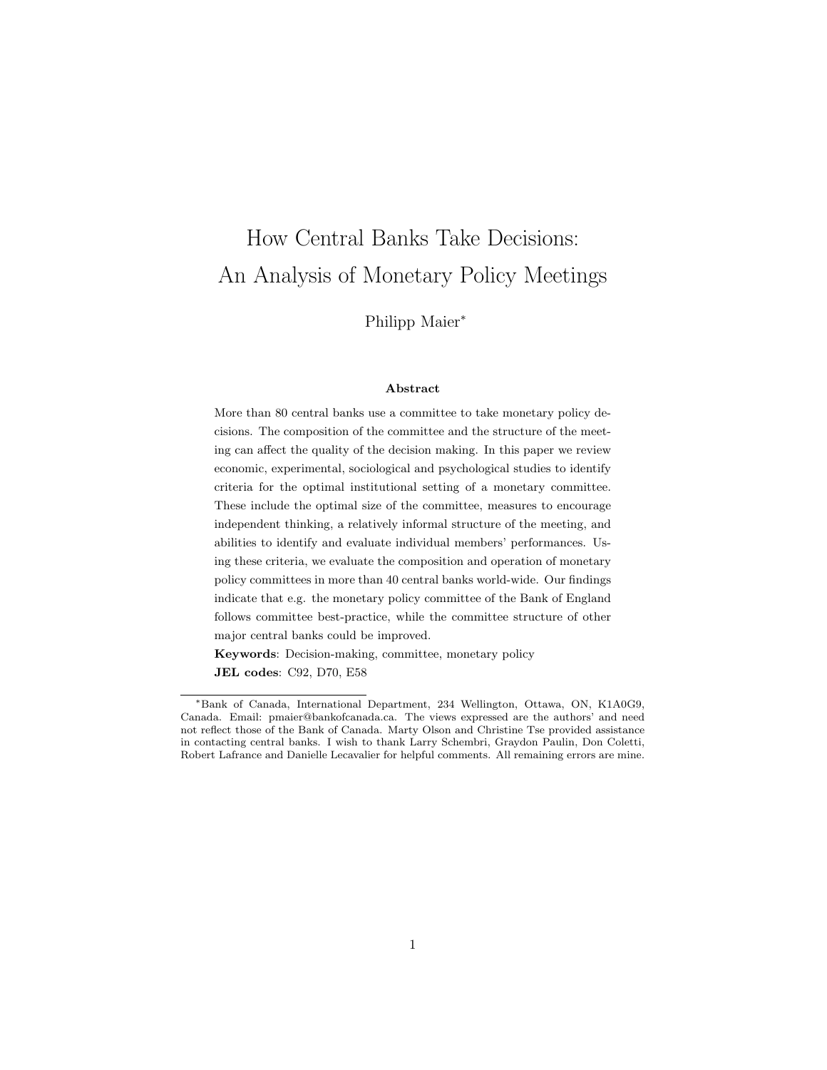# How Central Banks Take Decisions: An Analysis of Monetary Policy Meetings

Philipp Maier[*]

### Abstract

More than 80 central banks use a committee to take monetary policy decisions. The composition of the committee and the structure of the meeting can affect the quality of the decision making. In this paper we review economic, experimental, sociological and psychological studies to identify criteria for the optimal institutional setting of a monetary committee. These include the optimal size of the committee, measures to encourage independent thinking, a relatively informal structure of the meeting, and abilities to identify and evaluate individual members' performances. Using these criteria, we evaluate the composition and operation of monetary policy committees in more than 40 central banks world-wide. Our findings indicate that e.g. the monetary policy committee of the Bank of England follows committee best-practice, while the committee structure of other major central banks could be improved.

**Keywords**: Decision-making, committee, monetary policy

**JEL codes**: C92, D70, E58

---

[*] Bank of Canada, International Department, 234 Wellington, Ottawa, ON, K1A0G9, Canada. Email: pmaier@bankofcanada.ca. The views expressed are the authors' and need not reflect those of the Bank of Canada. Marty Olson and Christine Tse provided assistance in contacting central banks. I wish to thank Larry Schembri, Graydon Paulin, Don Coletti, Robert Lafrance and Danielle Lecavalier for helpful comments. All remaining errors are mine.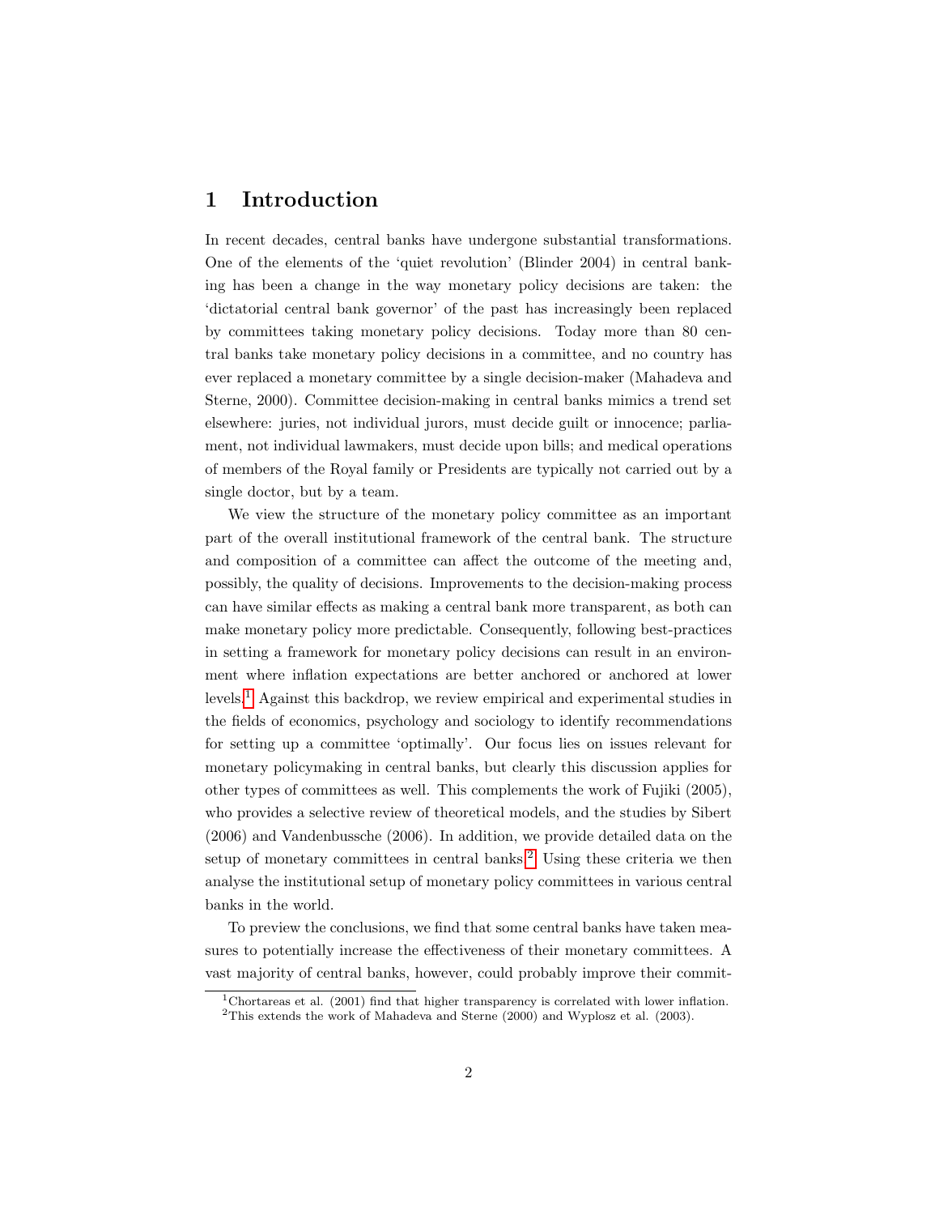# 1 Introduction

In recent decades, central banks have undergone substantial transformations. One of the elements of the 'quiet revolution' (Blinder 2004) in central banking has been a change in the way monetary policy decisions are taken: the 'dictatorial central bank governor' of the past has increasingly been replaced by committees taking monetary policy decisions. Today more than 80 central banks take monetary policy decisions in a committee, and no country has ever replaced a monetary committee by a single decision-maker (Mahadeva and Sterne, 2000). Committee decision-making in central banks mimics a trend set elsewhere: juries, not individual jurors, must decide guilt or innocence; parliament, not individual lawmakers, must decide upon bills; and medical operations of members of the Royal family or Presidents are typically not carried out by a single doctor, but by a team.

We view the structure of the monetary policy committee as an important part of the overall institutional framework of the central bank. The structure and composition of a committee can affect the outcome of the meeting and, possibly, the quality of decisions. Improvements to the decision-making process can have similar effects as making a central bank more transparent, as both can make monetary policy more predictable. Consequently, following best-practices in setting a framework for monetary policy decisions can result in an environment where inflation expectations are better anchored or anchored at lower levels.[1] Against this backdrop, we review empirical and experimental studies in the fields of economics, psychology and sociology to identify recommendations for setting up a committee 'optimally'. Our focus lies on issues relevant for monetary policymaking in central banks, but clearly this discussion applies for other types of committees as well. This complements the work of Fujiki (2005), who provides a selective review of theoretical models, and the studies by Sibert (2006) and Vandenbussche (2006). In addition, we provide detailed data on the setup of monetary committees in central banks.[2] Using these criteria we then analyse the institutional setup of monetary policy committees in various central banks in the world.

To preview the conclusions, we find that some central banks have taken measures to potentially increase the effectiveness of their monetary committees. A vast majority of central banks, however, could probably improve their commit-

[1] Chortareas et al. (2001) find that higher transparency is correlated with lower inflation.

[2] This extends the work of Mahadeva and Sterne (2000) and Wyplosz et al. (2003).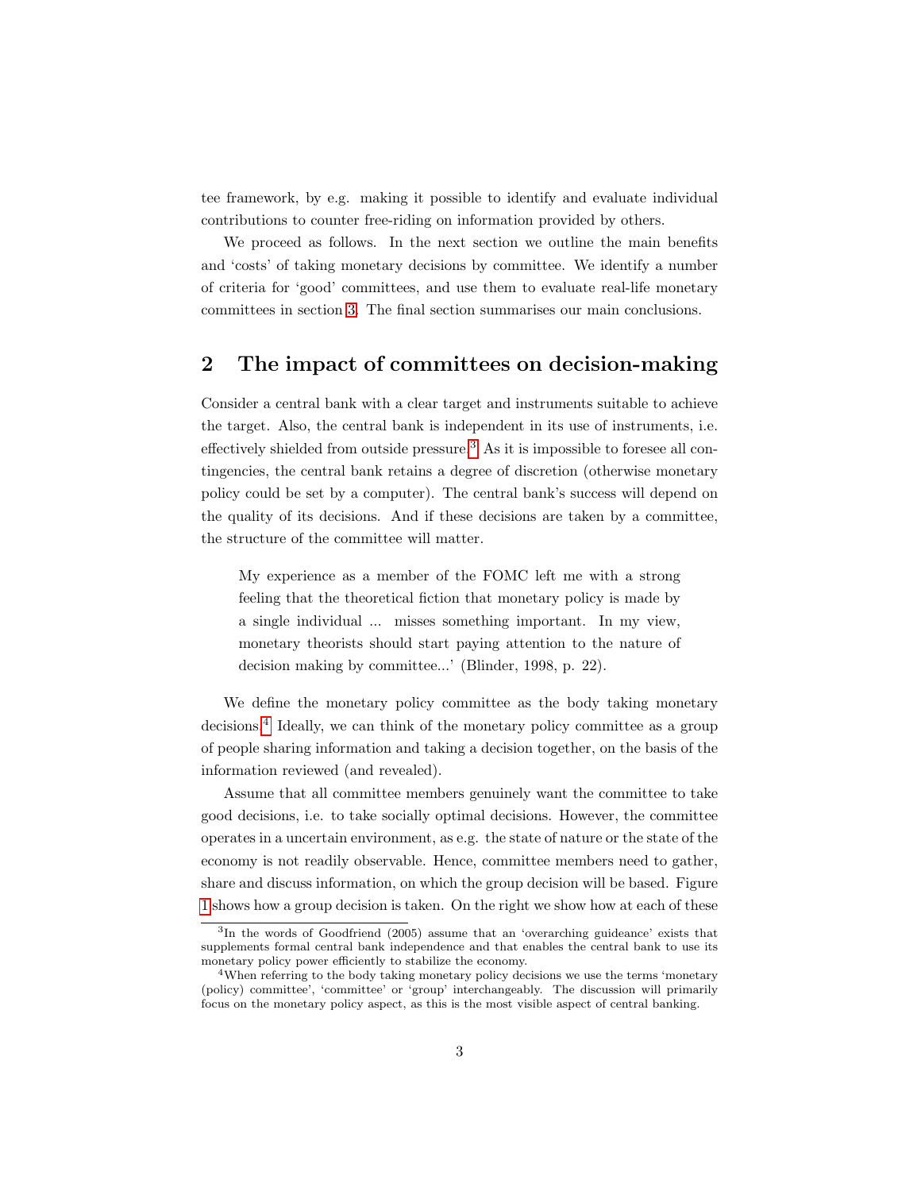tee framework, by e.g. making it possible to identify and evaluate individual contributions to counter free-riding on information provided by others.

We proceed as follows. In the next section we outline the main benefits and 'costs' of taking monetary decisions by committee. We identify a number of criteria for 'good' committees, and use them to evaluate real-life monetary committees in section 3. The final section summarises our main conclusions.

## 2 The impact of committees on decision-making

Consider a central bank with a clear target and instruments suitable to achieve the target. Also, the central bank is independent in its use of instruments, i.e. effectively shielded from outside pressure.[3] As it is impossible to foresee all contingencies, the central bank retains a degree of discretion (otherwise monetary policy could be set by a computer). The central bank's success will depend on the quality of its decisions. And if these decisions are taken by a committee, the structure of the committee will matter.

> My experience as a member of the FOMC left me with a strong feeling that the theoretical fiction that monetary policy is made by a single individual ... misses something important. In my view, monetary theorists should start paying attention to the nature of decision making by committee...' (Blinder, 1998, p. 22).

We define the monetary policy committee as the body taking monetary decisions.[4] Ideally, we can think of the monetary policy committee as a group of people sharing information and taking a decision together, on the basis of the information reviewed (and revealed).

Assume that all committee members genuinely want the committee to take good decisions, i.e. to take socially optimal decisions. However, the committee operates in a uncertain environment, as e.g. the state of nature or the state of the economy is not readily observable. Hence, committee members need to gather, share and discuss information, on which the group decision will be based. Figure 1 shows how a group decision is taken. On the right we show how at each of these

[3] In the words of Goodfriend (2005) assume that an 'overarching guideance' exists that supplements formal central bank independence and that enables the central bank to use its monetary policy power efficiently to stabilize the economy.

[4] When referring to the body taking monetary policy decisions we use the terms 'monetary (policy) committee', 'committee' or 'group' interchangeably. The discussion will primarily focus on the monetary policy aspect, as this is the most visible aspect of central banking.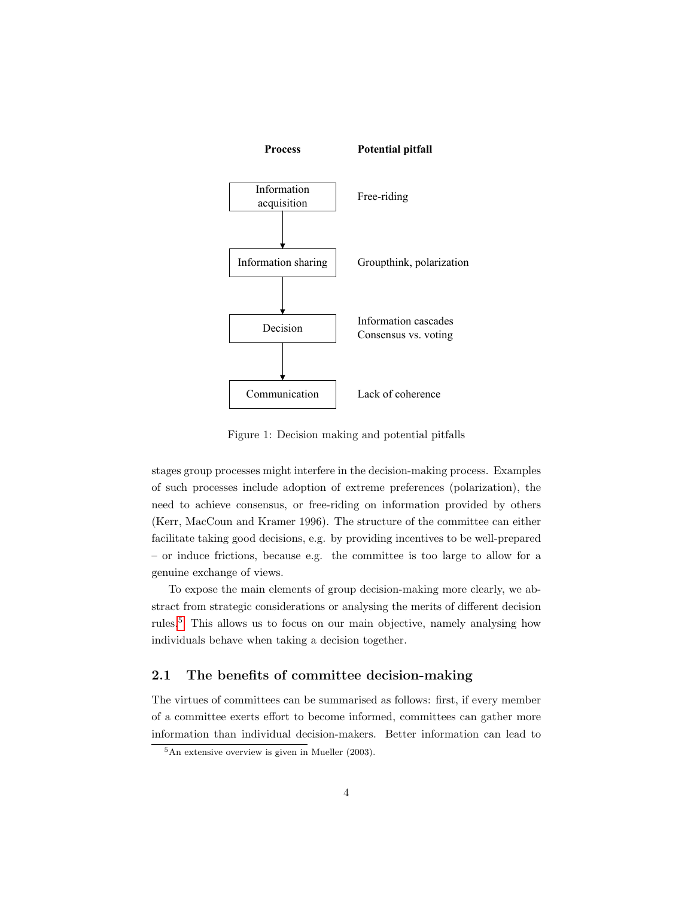| Process | Potential pitfall |
| --- | --- |
| Information acquisition | Free-riding |
| Information sharing | Groupthink, polarization |
| Decision | Information cascades<br>Consensus vs. voting |
| Communication | Lack of coherence |

Figure 1: Decision making and potential pitfalls

stages group processes might interfere in the decision-making process. Examples of such processes include adoption of extreme preferences (polarization), the need to achieve consensus, or free-riding on information provided by others (Kerr, MacCoun and Kramer 1996). The structure of the committee can either facilitate taking good decisions, e.g. by providing incentives to be well-prepared – or induce frictions, because e.g. the committee is too large to allow for a genuine exchange of views.

To expose the main elements of group decision-making more clearly, we abstract from strategic considerations or analysing the merits of different decision rules.[5] This allows us to focus on our main objective, namely analysing how individuals behave when taking a decision together.

## 2.1 The benefits of committee decision-making

The virtues of committees can be summarised as follows: first, if every member of a committee exerts effort to become informed, committees can gather more information than individual decision-makers. Better information can lead to

[5] An extensive overview is given in Mueller (2003).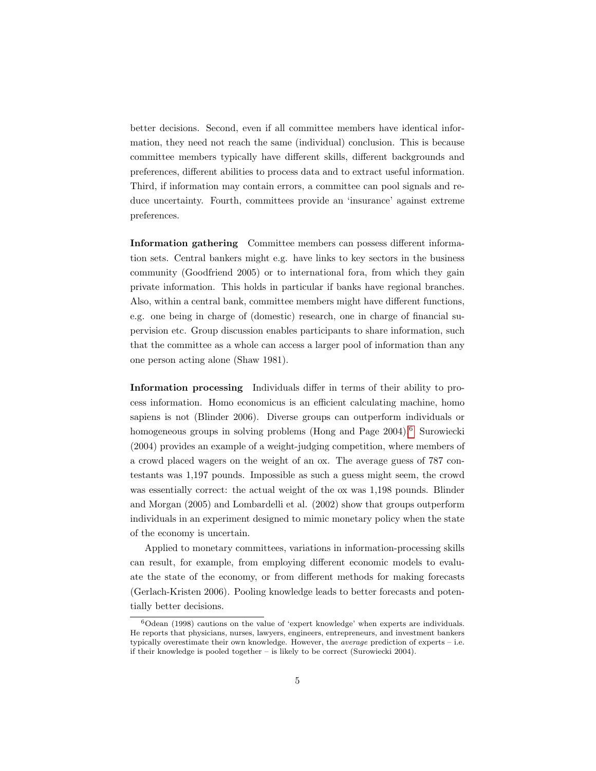better decisions. Second, even if all committee members have identical information, they need not reach the same (individual) conclusion. This is because committee members typically have different skills, different backgrounds and preferences, different abilities to process data and to extract useful information. Third, if information may contain errors, a committee can pool signals and reduce uncertainty. Fourth, committees provide an 'insurance' against extreme preferences.

**Information gathering** Committee members can possess different information sets. Central bankers might e.g. have links to key sectors in the business community (Goodfriend 2005) or to international fora, from which they gain private information. This holds in particular if banks have regional branches. Also, within a central bank, committee members might have different functions, e.g. one being in charge of (domestic) research, one in charge of financial supervision etc. Group discussion enables participants to share information, such that the committee as a whole can access a larger pool of information than any one person acting alone (Shaw 1981).

**Information processing** Individuals differ in terms of their ability to process information. Homo economicus is an efficient calculating machine, homo sapiens is not (Blinder 2006). Diverse groups can outperform individuals or homogeneous groups in solving problems (Hong and Page 2004).[6] Surowiecki (2004) provides an example of a weight-judging competition, where members of a crowd placed wagers on the weight of an ox. The average guess of 787 contestants was 1,197 pounds. Impossible as such a guess might seem, the crowd was essentially correct: the actual weight of the ox was 1,198 pounds. Blinder and Morgan (2005) and Lombardelli et al. (2002) show that groups outperform individuals in an experiment designed to mimic monetary policy when the state of the economy is uncertain.

Applied to monetary committees, variations in information-processing skills can result, for example, from employing different economic models to evaluate the state of the economy, or from different methods for making forecasts (Gerlach-Kristen 2006). Pooling knowledge leads to better forecasts and potentially better decisions.

[6] Odean (1998) cautions on the value of 'expert knowledge' when experts are individuals. He reports that physicians, nurses, lawyers, engineers, entrepreneurs, and investment bankers typically overestimate their own knowledge. However, the *average* prediction of experts – i.e. if their knowledge is pooled together – is likely to be correct (Surowiecki 2004).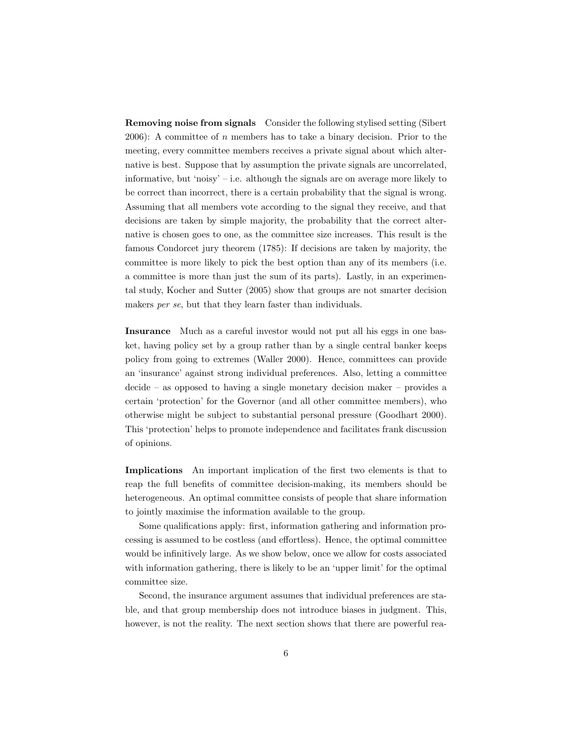**Removing noise from signals** Consider the following stylised setting (Sibert 2006): A committee of $n$ members has to take a binary decision. Prior to the meeting, every committee members receives a private signal about which alternative is best. Suppose that by assumption the private signals are uncorrelated, informative, but 'noisy' – i.e. although the signals are on average more likely to be correct than incorrect, there is a certain probability that the signal is wrong. Assuming that all members vote according to the signal they receive, and that decisions are taken by simple majority, the probability that the correct alternative is chosen goes to one, as the committee size increases. This result is the famous Condorcet jury theorem (1785): If decisions are taken by majority, the committee is more likely to pick the best option than any of its members (i.e. a committee is more than just the sum of its parts). Lastly, in an experimental study, Kocher and Sutter (2005) show that groups are not smarter decision makers *per se*, but that they learn faster than individuals.

**Insurance** Much as a careful investor would not put all his eggs in one basket, having policy set by a group rather than by a single central banker keeps policy from going to extremes (Waller 2000). Hence, committees can provide an 'insurance' against strong individual preferences. Also, letting a committee decide – as opposed to having a single monetary decision maker – provides a certain 'protection' for the Governor (and all other committee members), who otherwise might be subject to substantial personal pressure (Goodhart 2000). This 'protection' helps to promote independence and facilitates frank discussion of opinions.

**Implications** An important implication of the first two elements is that to reap the full benefits of committee decision-making, its members should be heterogeneous. An optimal committee consists of people that share information to jointly maximise the information available to the group.

Some qualifications apply: first, information gathering and information processing is assumed to be costless (and effortless). Hence, the optimal committee would be infinitively large. As we show below, once we allow for costs associated with information gathering, there is likely to be an 'upper limit' for the optimal committee size.

Second, the insurance argument assumes that individual preferences are stable, and that group membership does not introduce biases in judgment. This, however, is not the reality. The next section shows that there are powerful rea-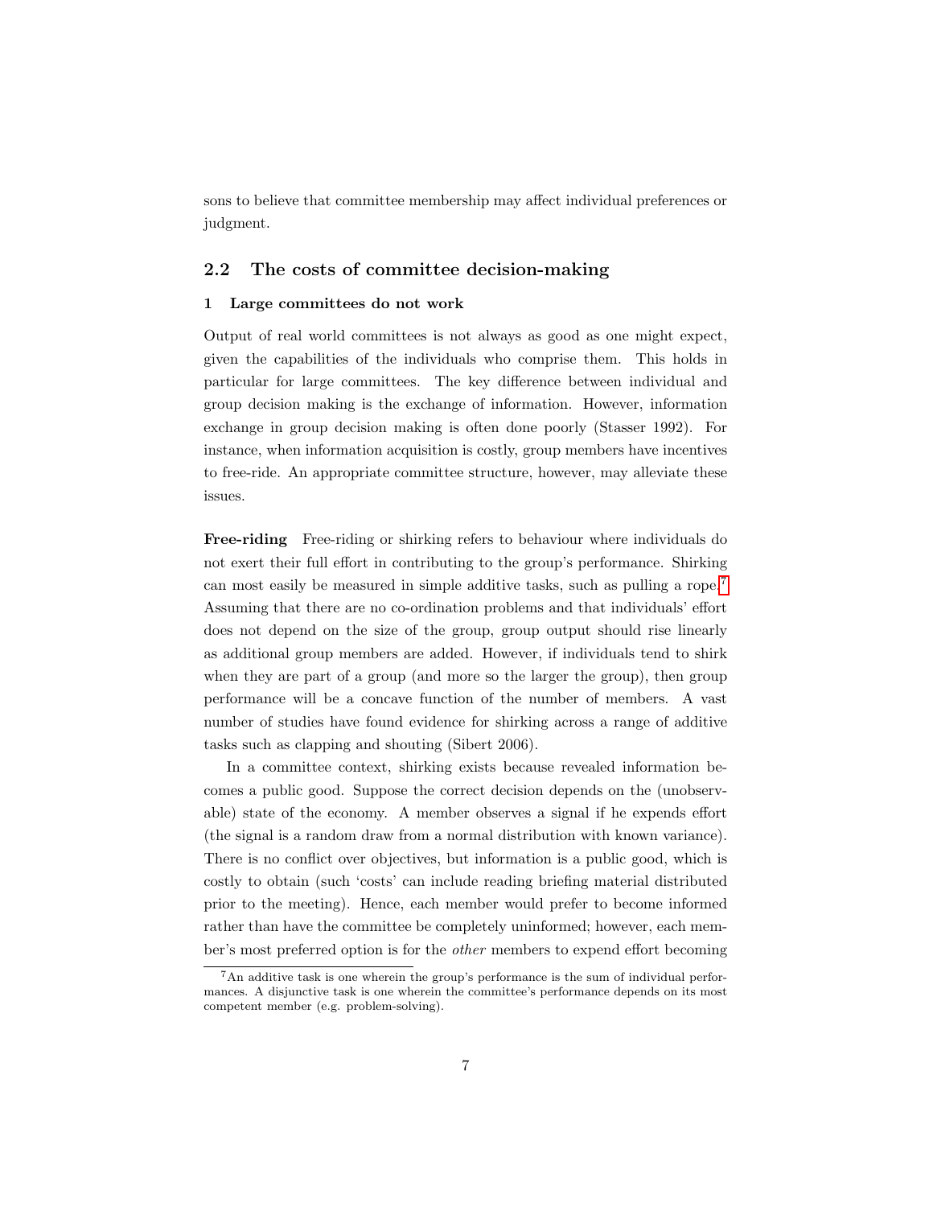sons to believe that committee membership may affect individual preferences or judgment.

## 2.2 The costs of committee decision-making

### 1 Large committees do not work

Output of real world committees is not always as good as one might expect, given the capabilities of the individuals who comprise them. This holds in particular for large committees. The key difference between individual and group decision making is the exchange of information. However, information exchange in group decision making is often done poorly (Stasser 1992). For instance, when information acquisition is costly, group members have incentives to free-ride. An appropriate committee structure, however, may alleviate these issues.

**Free-riding** Free-riding or shirking refers to behaviour where individuals do not exert their full effort in contributing to the group's performance. Shirking can most easily be measured in simple additive tasks, such as pulling a rope.[7] Assuming that there are no co-ordination problems and that individuals' effort does not depend on the size of the group, group output should rise linearly as additional group members are added. However, if individuals tend to shirk when they are part of a group (and more so the larger the group), then group performance will be a concave function of the number of members. A vast number of studies have found evidence for shirking across a range of additive tasks such as clapping and shouting (Sibert 2006).

In a committee context, shirking exists because revealed information becomes a public good. Suppose the correct decision depends on the (unobservable) state of the economy. A member observes a signal if he expends effort (the signal is a random draw from a normal distribution with known variance). There is no conflict over objectives, but information is a public good, which is costly to obtain (such 'costs' can include reading briefing material distributed prior to the meeting). Hence, each member would prefer to become informed rather than have the committee be completely uninformed; however, each member's most preferred option is for the *other* members to expend effort becoming

[7] An additive task is one wherein the group's performance is the sum of individual performances. A disjunctive task is one wherein the committee's performance depends on its most competent member (e.g. problem-solving).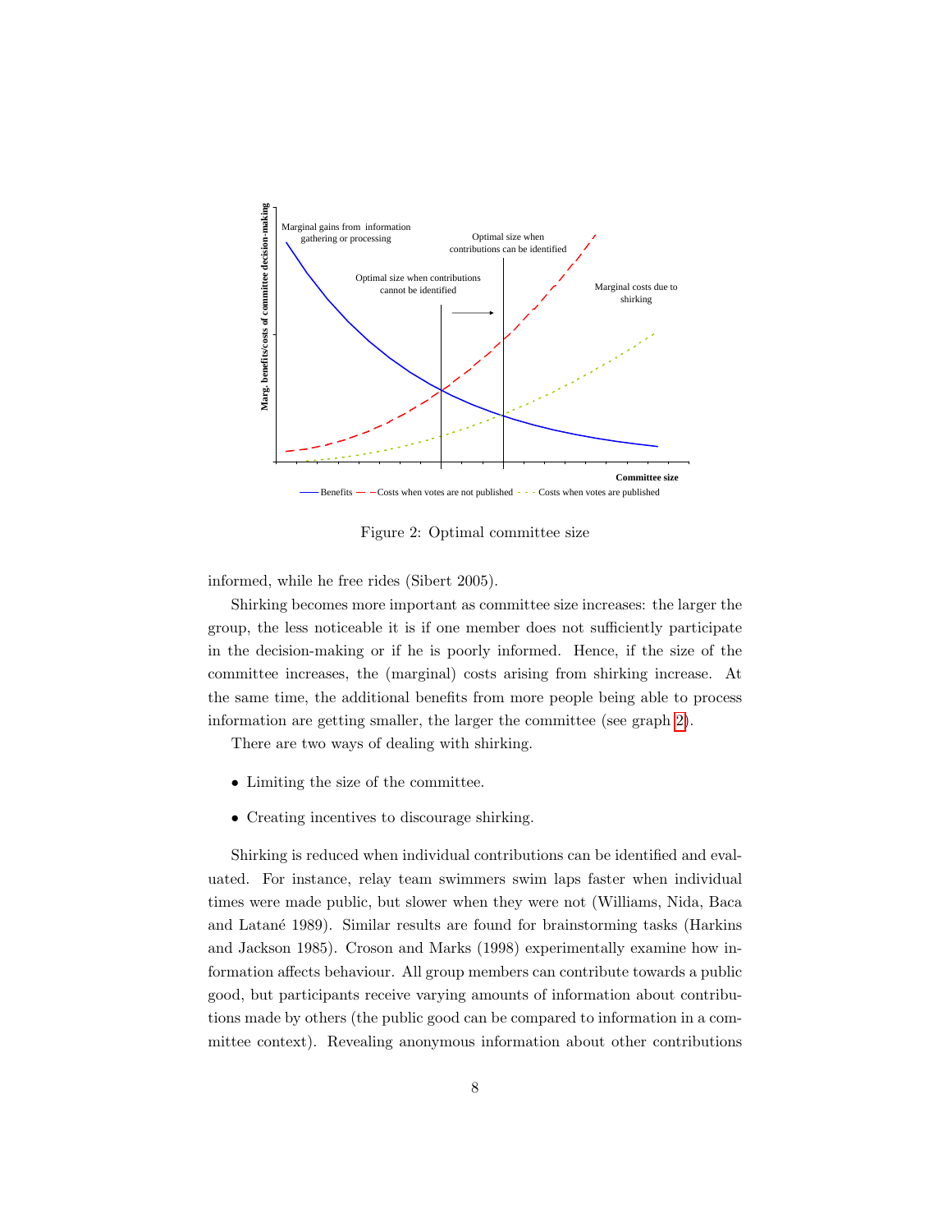Figure 2: Optimal committee size

informed, while he free rides (Sibert 2005).

Shirking becomes more important as committee size increases: the larger the group, the less noticeable it is if one member does not sufficiently participate in the decision-making or if he is poorly informed. Hence, if the size of the committee increases, the (marginal) costs arising from shirking increase. At the same time, the additional benefits from more people being able to process information are getting smaller, the larger the committee (see graph 2).

There are two ways of dealing with shirking.

- Limiting the size of the committee.
- Creating incentives to discourage shirking.

Shirking is reduced when individual contributions can be identified and evaluated. For instance, relay team swimmers swim laps faster when individual times were made public, but slower when they were not (Williams, Nida, Baca and Latané 1989). Similar results are found for brainstorming tasks (Harkins and Jackson 1985). Croson and Marks (1998) experimentally examine how information affects behaviour. All group members can contribute towards a public good, but participants receive varying amounts of information about contributions made by others (the public good can be compared to information in a committee context). Revealing anonymous information about other contributions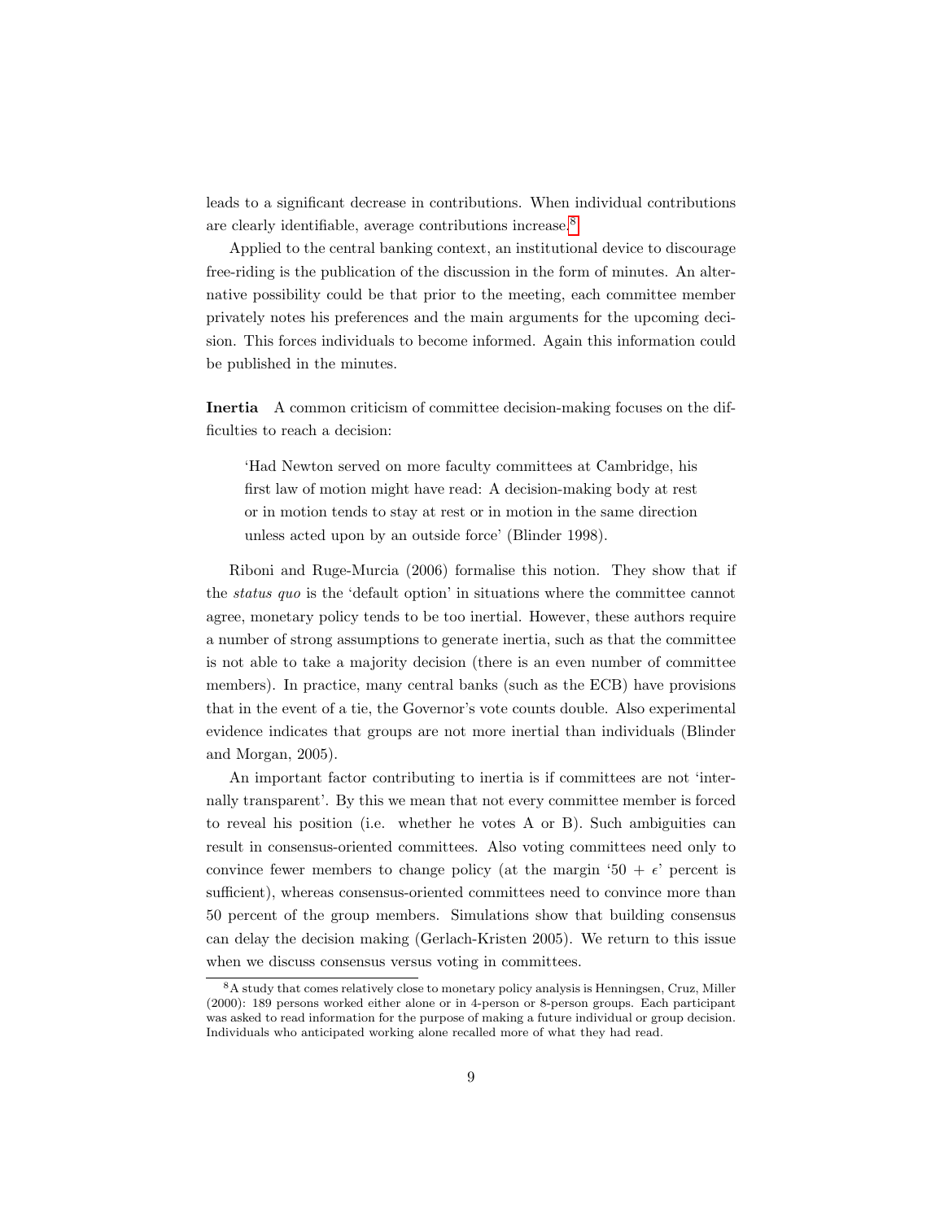leads to a significant decrease in contributions. When individual contributions are clearly identifiable, average contributions increase.[8]

Applied to the central banking context, an institutional device to discourage free-riding is the publication of the discussion in the form of minutes. An alternative possibility could be that prior to the meeting, each committee member privately notes his preferences and the main arguments for the upcoming decision. This forces individuals to become informed. Again this information could be published in the minutes.

**Inertia** A common criticism of committee decision-making focuses on the difficulties to reach a decision:

> 'Had Newton served on more faculty committees at Cambridge, his first law of motion might have read: A decision-making body at rest or in motion tends to stay at rest or in motion in the same direction unless acted upon by an outside force' (Blinder 1998).

Riboni and Ruge-Murcia (2006) formalise this notion. They show that if the *status quo* is the 'default option' in situations where the committee cannot agree, monetary policy tends to be too inertial. However, these authors require a number of strong assumptions to generate inertia, such as that the committee is not able to take a majority decision (there is an even number of committee members). In practice, many central banks (such as the ECB) have provisions that in the event of a tie, the Governor's vote counts double. Also experimental evidence indicates that groups are not more inertial than individuals (Blinder and Morgan, 2005).

An important factor contributing to inertia is if committees are not 'internally transparent'. By this we mean that not every committee member is forced to reveal his position (i.e. whether he votes A or B). Such ambiguities can result in consensus-oriented committees. Also voting committees need only to convince fewer members to change policy (at the margin '50 + $\epsilon$' percent is sufficient), whereas consensus-oriented committees need to convince more than 50 percent of the group members. Simulations show that building consensus can delay the decision making (Gerlach-Kristen 2005). We return to this issue when we discuss consensus versus voting in committees.

[8] A study that comes relatively close to monetary policy analysis is Henningsen, Cruz, Miller (2000): 189 persons worked either alone or in 4-person or 8-person groups. Each participant was asked to read information for the purpose of making a future individual or group decision. Individuals who anticipated working alone recalled more of what they had read.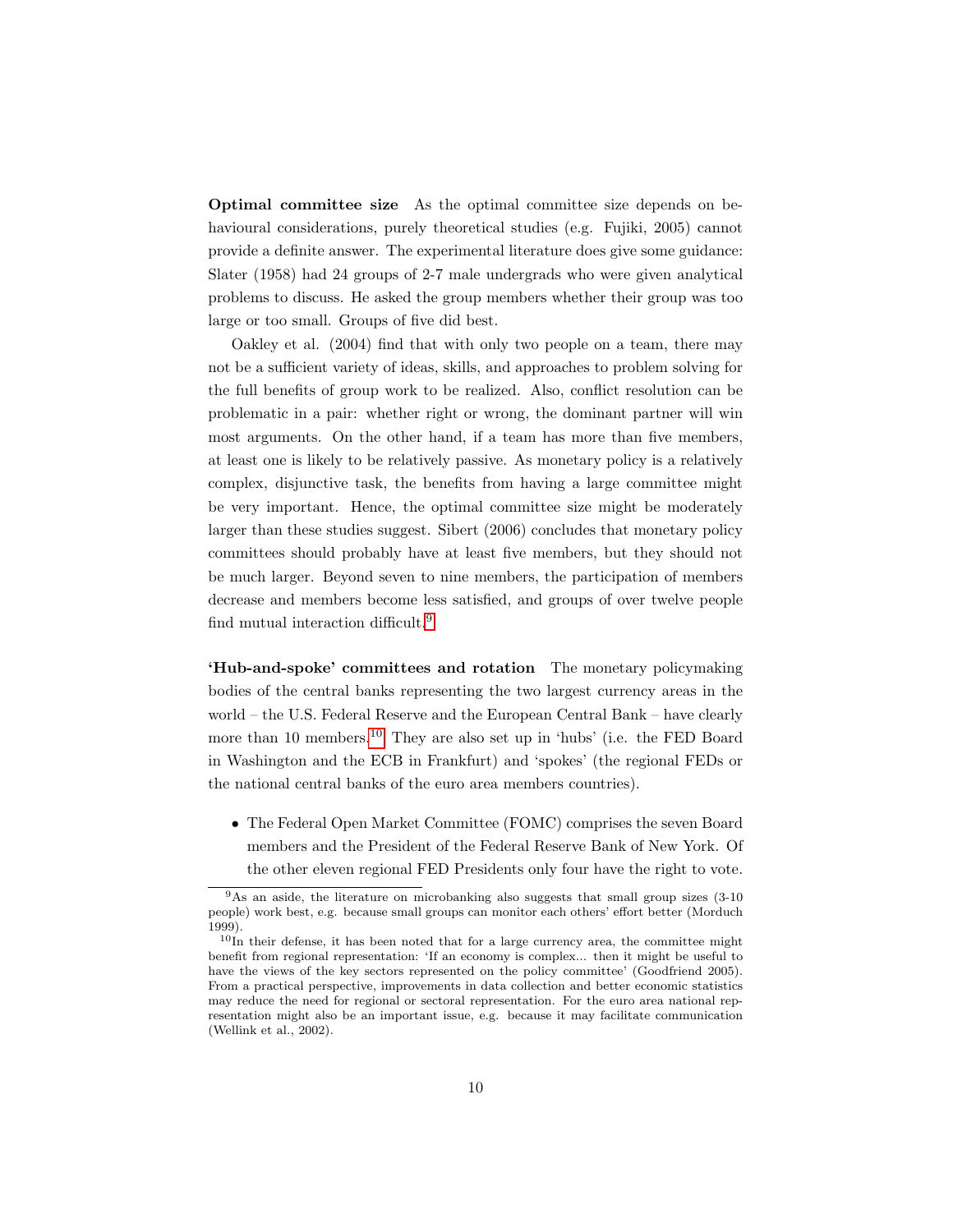**Optimal committee size** As the optimal committee size depends on behavioural considerations, purely theoretical studies (e.g. Fujiki, 2005) cannot provide a definite answer. The experimental literature does give some guidance: Slater (1958) had 24 groups of 2-7 male undergrads who were given analytical problems to discuss. He asked the group members whether their group was too large or too small. Groups of five did best.

Oakley et al. (2004) find that with only two people on a team, there may not be a sufficient variety of ideas, skills, and approaches to problem solving for the full benefits of group work to be realized. Also, conflict resolution can be problematic in a pair: whether right or wrong, the dominant partner will win most arguments. On the other hand, if a team has more than five members, at least one is likely to be relatively passive. As monetary policy is a relatively complex, disjunctive task, the benefits from having a large committee might be very important. Hence, the optimal committee size might be moderately larger than these studies suggest. Sibert (2006) concludes that monetary policy committees should probably have at least five members, but they should not be much larger. Beyond seven to nine members, the participation of members decrease and members become less satisfied, and groups of over twelve people find mutual interaction difficult.[9]

**'Hub-and-spoke' committees and rotation** The monetary policymaking bodies of the central banks representing the two largest currency areas in the world – the U.S. Federal Reserve and the European Central Bank – have clearly more than 10 members.[10] They are also set up in 'hubs' (i.e. the FED Board in Washington and the ECB in Frankfurt) and 'spokes' (the regional FEDs or the national central banks of the euro area members countries).

- The Federal Open Market Committee (FOMC) comprises the seven Board members and the President of the Federal Reserve Bank of New York. Of the other eleven regional FED Presidents only four have the right to vote.

[9] As an aside, the literature on microbanking also suggests that small group sizes (3-10 people) work best, e.g. because small groups can monitor each others' effort better (Morduch 1999).

[10] In their defense, it has been noted that for a large currency area, the committee might benefit from regional representation: 'If an economy is complex... then it might be useful to have the views of the key sectors represented on the policy committee' (Goodfriend 2005). From a practical perspective, improvements in data collection and better economic statistics may reduce the need for regional or sectoral representation. For the euro area national representation might also be an important issue, e.g. because it may facilitate communication (Wellink et al., 2002).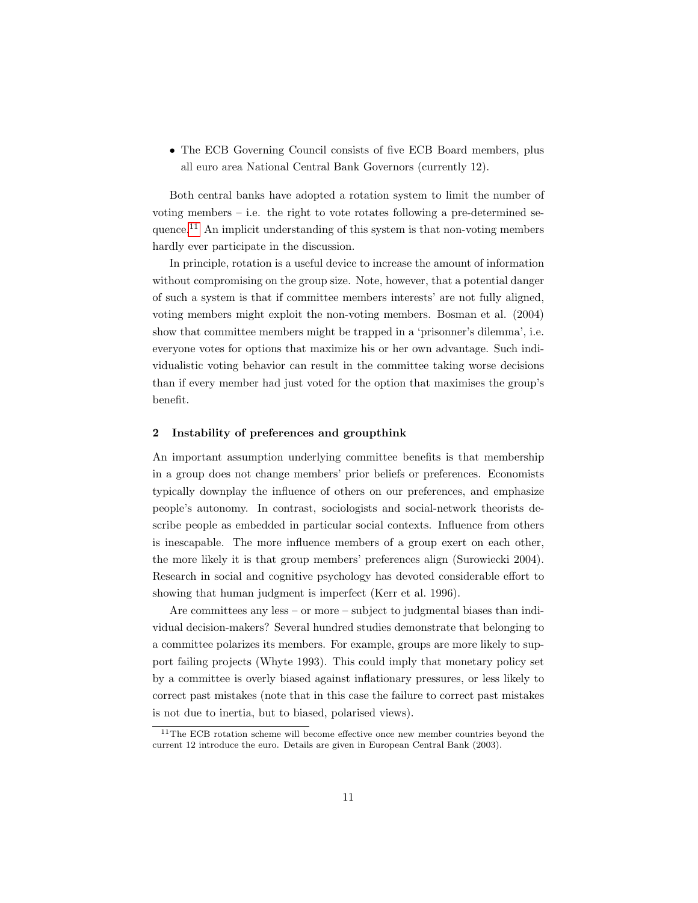- The ECB Governing Council consists of five ECB Board members, plus all euro area National Central Bank Governors (currently 12).

Both central banks have adopted a rotation system to limit the number of voting members – i.e. the right to vote rotates following a pre-determined sequence.[11] An implicit understanding of this system is that non-voting members hardly ever participate in the discussion.

In principle, rotation is a useful device to increase the amount of information without compromising on the group size. Note, however, that a potential danger of such a system is that if committee members interests' are not fully aligned, voting members might exploit the non-voting members. Bosman et al. (2004) show that committee members might be trapped in a 'prisonner's dilemma', i.e. everyone votes for options that maximize his or her own advantage. Such individualistic voting behavior can result in the committee taking worse decisions than if every member had just voted for the option that maximises the group's benefit.

## 2 Instability of preferences and groupthink

An important assumption underlying committee benefits is that membership in a group does not change members' prior beliefs or preferences. Economists typically downplay the influence of others on our preferences, and emphasize people's autonomy. In contrast, sociologists and social-network theorists describe people as embedded in particular social contexts. Influence from others is inescapable. The more influence members of a group exert on each other, the more likely it is that group members' preferences align (Surowiecki 2004). Research in social and cognitive psychology has devoted considerable effort to showing that human judgment is imperfect (Kerr et al. 1996).

Are committees any less – or more – subject to judgmental biases than individual decision-makers? Several hundred studies demonstrate that belonging to a committee polarizes its members. For example, groups are more likely to support failing projects (Whyte 1993). This could imply that monetary policy set by a committee is overly biased against inflationary pressures, or less likely to correct past mistakes (note that in this case the failure to correct past mistakes is not due to inertia, but to biased, polarised views).

[11] The ECB rotation scheme will become effective once new member countries beyond the current 12 introduce the euro. Details are given in European Central Bank (2003).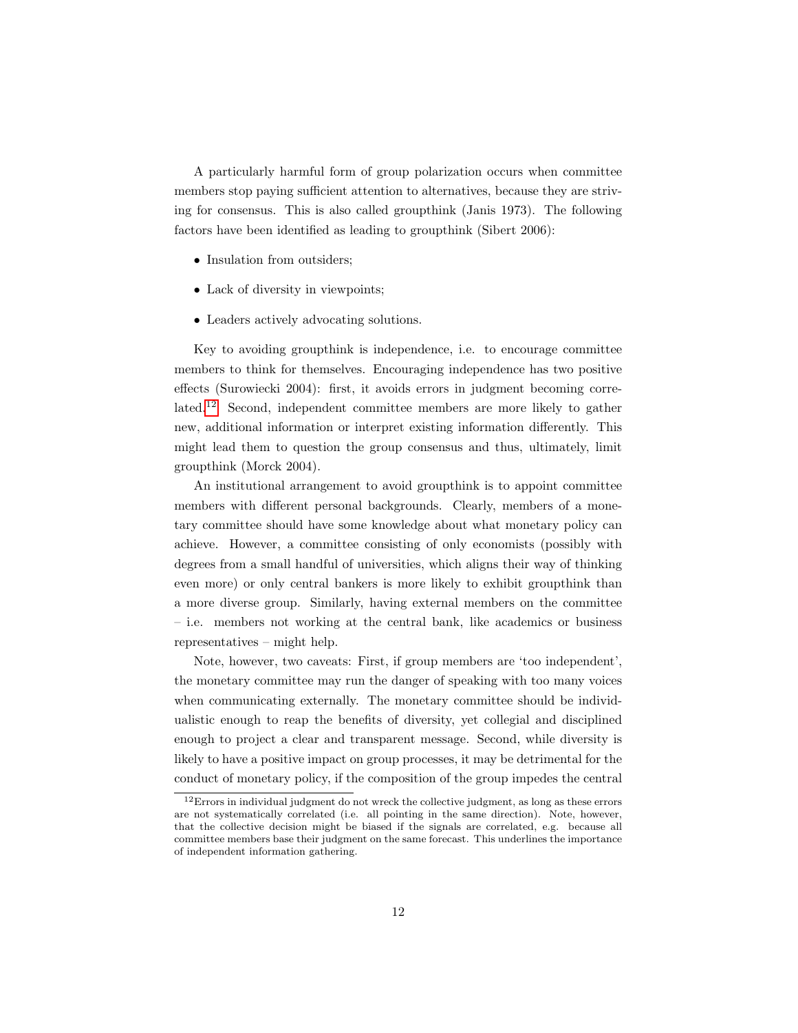A particularly harmful form of group polarization occurs when committee members stop paying sufficient attention to alternatives, because they are striving for consensus. This is also called groupthink (Janis 1973). The following factors have been identified as leading to groupthink (Sibert 2006):

- Insulation from outsiders;
- Lack of diversity in viewpoints;
- Leaders actively advocating solutions.

Key to avoiding groupthink is independence, i.e. to encourage committee members to think for themselves. Encouraging independence has two positive effects (Surowiecki 2004): first, it avoids errors in judgment becoming correlated.[12] Second, independent committee members are more likely to gather new, additional information or interpret existing information differently. This might lead them to question the group consensus and thus, ultimately, limit groupthink (Morck 2004).

An institutional arrangement to avoid groupthink is to appoint committee members with different personal backgrounds. Clearly, members of a monetary committee should have some knowledge about what monetary policy can achieve. However, a committee consisting of only economists (possibly with degrees from a small handful of universities, which aligns their way of thinking even more) or only central bankers is more likely to exhibit groupthink than a more diverse group. Similarly, having external members on the committee – i.e. members not working at the central bank, like academics or business representatives – might help.

Note, however, two caveats: First, if group members are 'too independent', the monetary committee may run the danger of speaking with too many voices when communicating externally. The monetary committee should be individualistic enough to reap the benefits of diversity, yet collegial and disciplined enough to project a clear and transparent message. Second, while diversity is likely to have a positive impact on group processes, it may be detrimental for the conduct of monetary policy, if the composition of the group impedes the central

[12] Errors in individual judgment do not wreck the collective judgment, as long as these errors are not systematically correlated (i.e. all pointing in the same direction). Note, however, that the collective decision might be biased if the signals are correlated, e.g. because all committee members base their judgment on the same forecast. This underlines the importance of independent information gathering.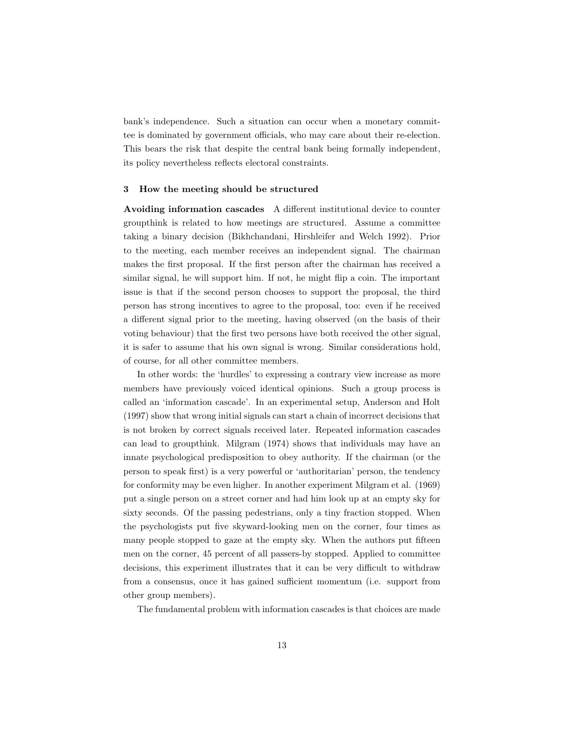bank's independence. Such a situation can occur when a monetary committee is dominated by government officials, who may care about their re-election. This bears the risk that despite the central bank being formally independent, its policy nevertheless reflects electoral constraints.

## 3 How the meeting should be structured

**Avoiding information cascades** A different institutional device to counter groupthink is related to how meetings are structured. Assume a committee taking a binary decision (Bikhchandani, Hirshleifer and Welch 1992). Prior to the meeting, each member receives an independent signal. The chairman makes the first proposal. If the first person after the chairman has received a similar signal, he will support him. If not, he might flip a coin. The important issue is that if the second person chooses to support the proposal, the third person has strong incentives to agree to the proposal, too: even if he received a different signal prior to the meeting, having observed (on the basis of their voting behaviour) that the first two persons have both received the other signal, it is safer to assume that his own signal is wrong. Similar considerations hold, of course, for all other committee members.

In other words: the 'hurdles' to expressing a contrary view increase as more members have previously voiced identical opinions. Such a group process is called an 'information cascade'. In an experimental setup, Anderson and Holt (1997) show that wrong initial signals can start a chain of incorrect decisions that is not broken by correct signals received later. Repeated information cascades can lead to groupthink. Milgram (1974) shows that individuals may have an innate psychological predisposition to obey authority. If the chairman (or the person to speak first) is a very powerful or 'authoritarian' person, the tendency for conformity may be even higher. In another experiment Milgram et al. (1969) put a single person on a street corner and had him look up at an empty sky for sixty seconds. Of the passing pedestrians, only a tiny fraction stopped. When the psychologists put five skyward-looking men on the corner, four times as many people stopped to gaze at the empty sky. When the authors put fifteen men on the corner, 45 percent of all passers-by stopped. Applied to committee decisions, this experiment illustrates that it can be very difficult to withdraw from a consensus, once it has gained sufficient momentum (i.e. support from other group members).

The fundamental problem with information cascades is that choices are made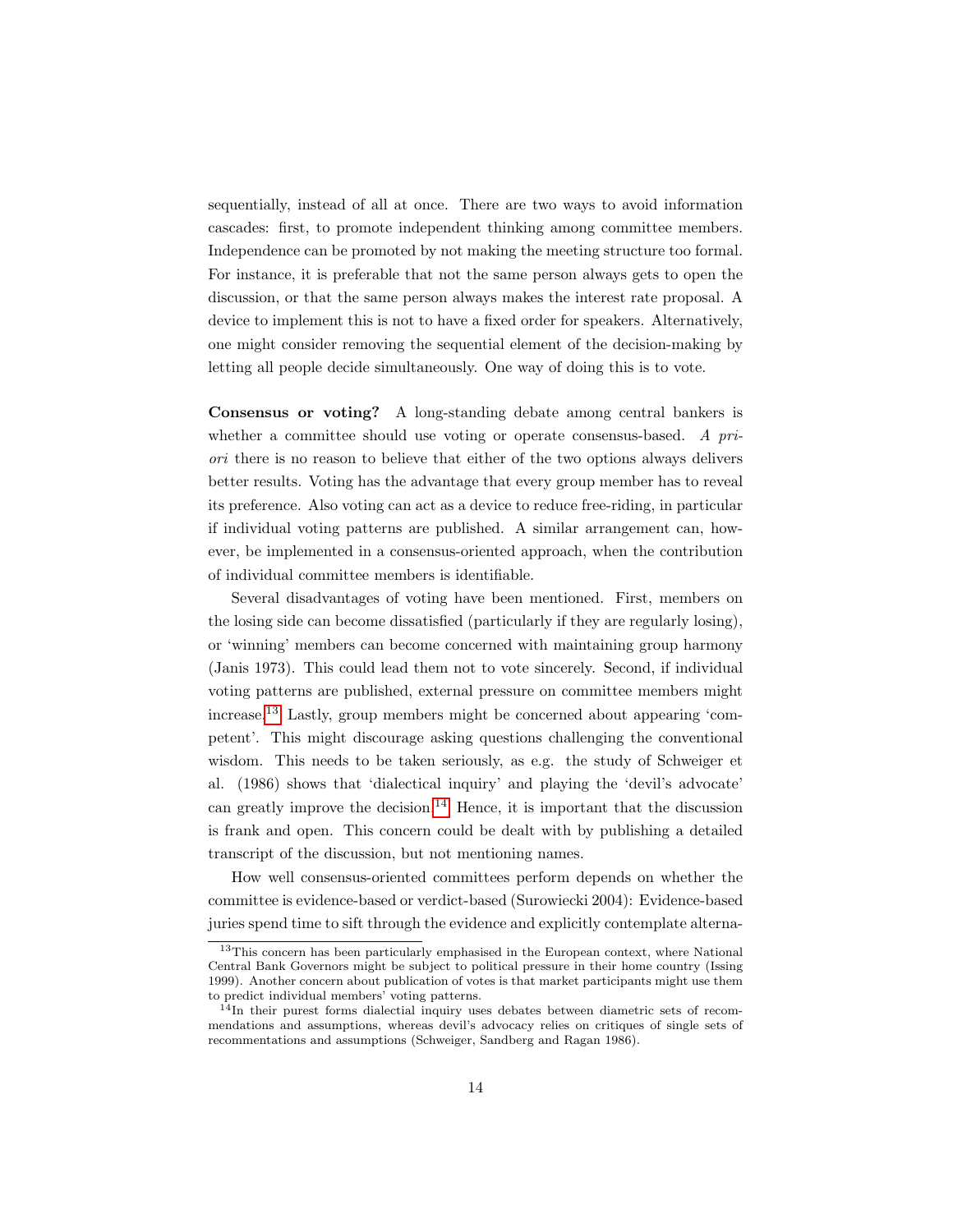sequentially, instead of all at once. There are two ways to avoid information cascades: first, to promote independent thinking among committee members. Independence can be promoted by not making the meeting structure too formal. For instance, it is preferable that not the same person always gets to open the discussion, or that the same person always makes the interest rate proposal. A device to implement this is not to have a fixed order for speakers. Alternatively, one might consider removing the sequential element of the decision-making by letting all people decide simultaneously. One way of doing this is to vote.

**Consensus or voting?** A long-standing debate among central bankers is whether a committee should use voting or operate consensus-based. *A priori* there is no reason to believe that either of the two options always delivers better results. Voting has the advantage that every group member has to reveal its preference. Also voting can act as a device to reduce free-riding, in particular if individual voting patterns are published. A similar arrangement can, however, be implemented in a consensus-oriented approach, when the contribution of individual committee members is identifiable.

Several disadvantages of voting have been mentioned. First, members on the losing side can become dissatisfied (particularly if they are regularly losing), or 'winning' members can become concerned with maintaining group harmony (Janis 1973). This could lead them not to vote sincerely. Second, if individual voting patterns are published, external pressure on committee members might increase.[13] Lastly, group members might be concerned about appearing 'competent'. This might discourage asking questions challenging the conventional wisdom. This needs to be taken seriously, as e.g. the study of Schweiger et al. (1986) shows that 'dialectical inquiry' and playing the 'devil's advocate' can greatly improve the decision.[14] Hence, it is important that the discussion is frank and open. This concern could be dealt with by publishing a detailed transcript of the discussion, but not mentioning names.

How well consensus-oriented committees perform depends on whether the committee is evidence-based or verdict-based (Surowiecki 2004): Evidence-based juries spend time to sift through the evidence and explicitly contemplate alterna-

[13] This concern has been particularly emphasised in the European context, where National Central Bank Governors might be subject to political pressure in their home country (Issing 1999). Another concern about publication of votes is that market participants might use them to predict individual members' voting patterns.

[14] In their purest forms dialectial inquiry uses debates between diametric sets of recommendations and assumptions, whereas devil's advocacy relies on critiques of single sets of recommentations and assumptions (Schweiger, Sandberg and Ragan 1986).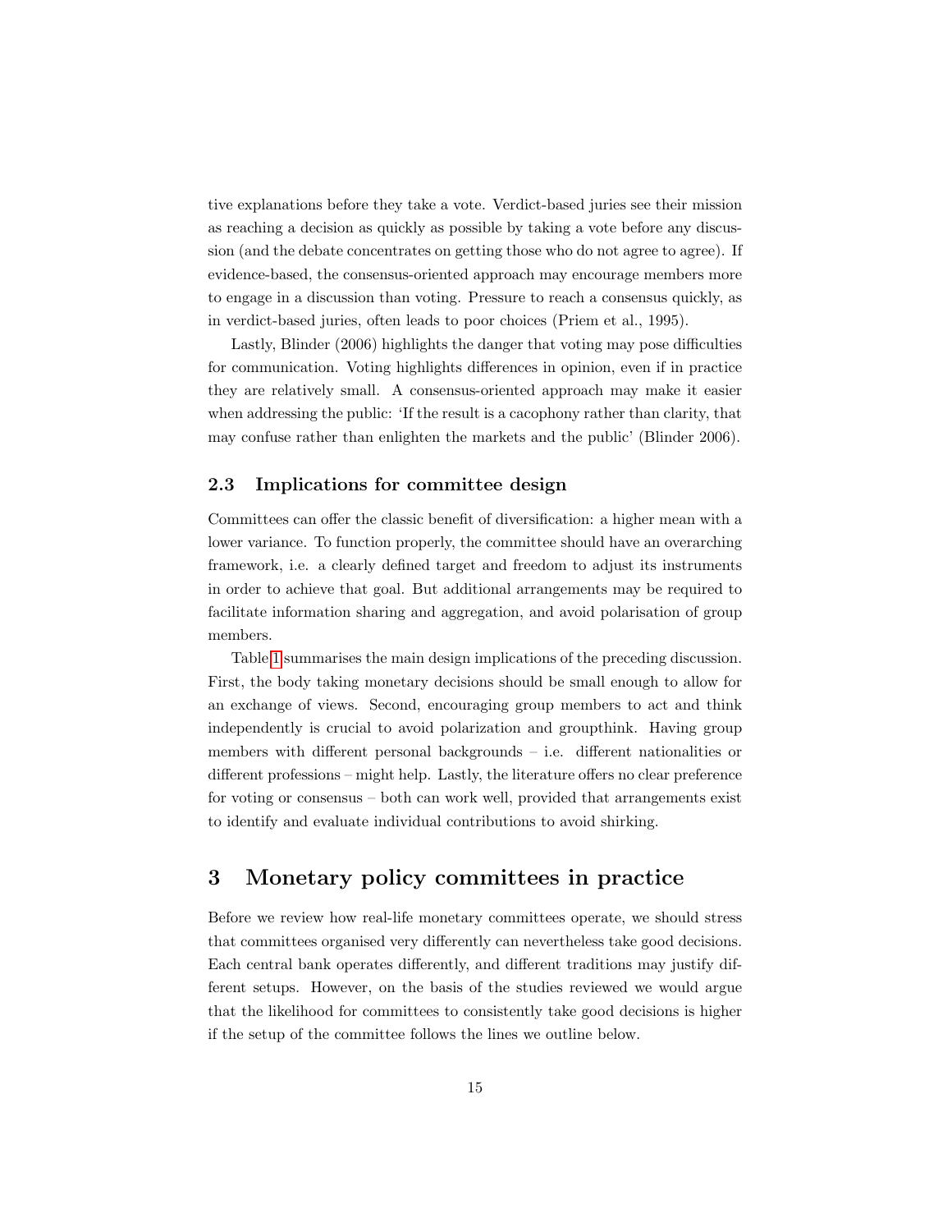tive explanations before they take a vote. Verdict-based juries see their mission as reaching a decision as quickly as possible by taking a vote before any discussion (and the debate concentrates on getting those who do not agree to agree). If evidence-based, the consensus-oriented approach may encourage members more to engage in a discussion than voting. Pressure to reach a consensus quickly, as in verdict-based juries, often leads to poor choices (Priem et al., 1995).

Lastly, Blinder (2006) highlights the danger that voting may pose difficulties for communication. Voting highlights differences in opinion, even if in practice they are relatively small. A consensus-oriented approach may make it easier when addressing the public: 'If the result is a cacophony rather than clarity, that may confuse rather than enlighten the markets and the public' (Blinder 2006).

### 2.3 Implications for committee design

Committees can offer the classic benefit of diversification: a higher mean with a lower variance. To function properly, the committee should have an overarching framework, i.e. a clearly defined target and freedom to adjust its instruments in order to achieve that goal. But additional arrangements may be required to facilitate information sharing and aggregation, and avoid polarisation of group members.

Table 1 summarises the main design implications of the preceding discussion. First, the body taking monetary decisions should be small enough to allow for an exchange of views. Second, encouraging group members to act and think independently is crucial to avoid polarization and groupthink. Having group members with different personal backgrounds – i.e. different nationalities or different professions – might help. Lastly, the literature offers no clear preference for voting or consensus – both can work well, provided that arrangements exist to identify and evaluate individual contributions to avoid shirking.

## 3 Monetary policy committees in practice

Before we review how real-life monetary committees operate, we should stress that committees organised very differently can nevertheless take good decisions. Each central bank operates differently, and different traditions may justify different setups. However, on the basis of the studies reviewed we would argue that the likelihood for committees to consistently take good decisions is higher if the setup of the committee follows the lines we outline below.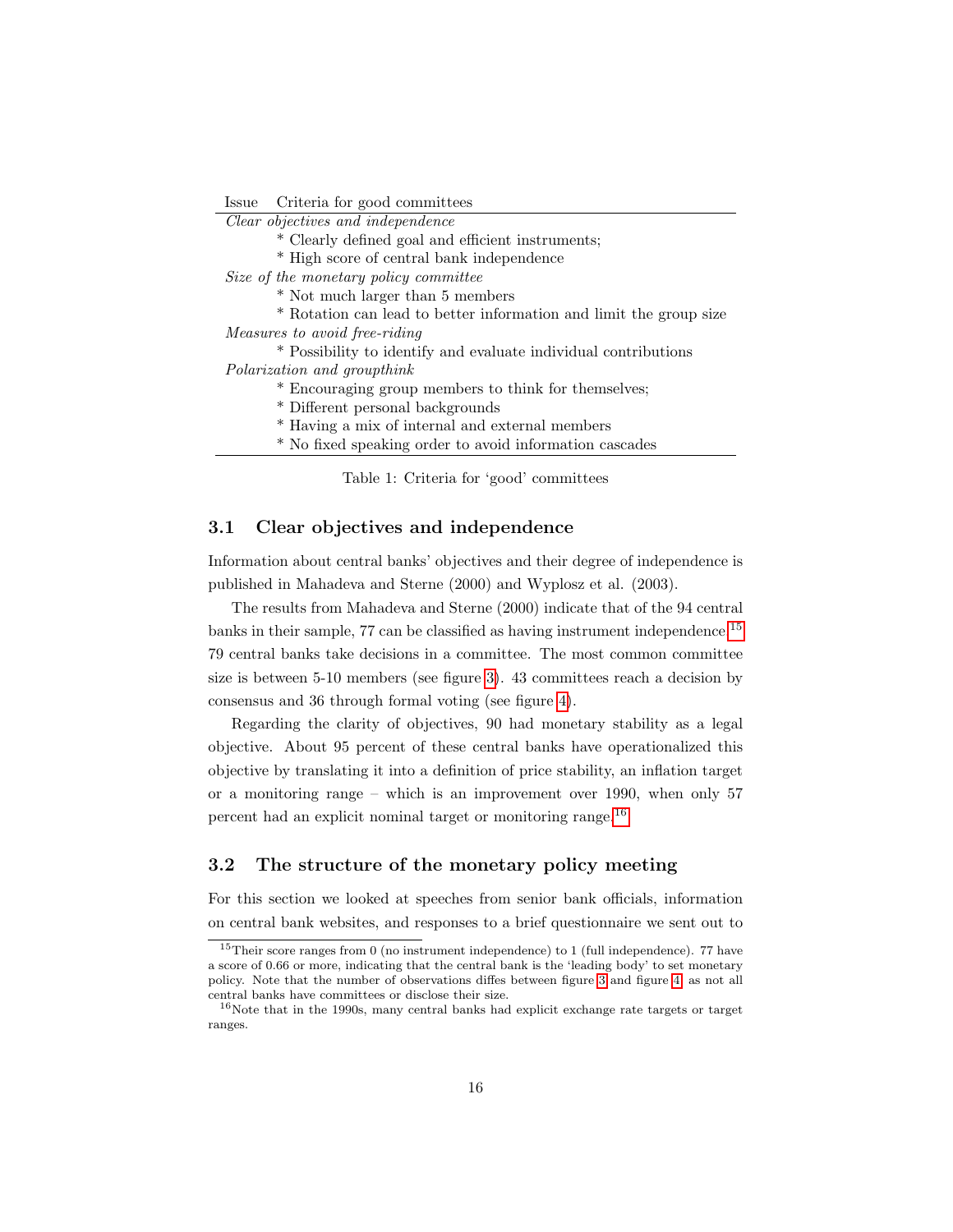| Issue | Criteria for good committees |
|---|---|
| *Clear objectives and independence* | |
| | * Clearly defined goal and efficient instruments; |
| | * High score of central bank independence |
| *Size of the monetary policy committee* | |
| | * Not much larger than 5 members |
| | * Rotation can lead to better information and limit the group size |
| *Measures to avoid free-riding* | |
| | * Possibility to identify and evaluate individual contributions |
| *Polarization and groupthink* | |
| | * Encouraging group members to think for themselves; |
| | * Different personal backgrounds |
| | * Having a mix of internal and external members |
| | * No fixed speaking order to avoid information cascades |

Table 1: Criteria for 'good' committees

### 3.1 Clear objectives and independence

Information about central banks' objectives and their degree of independence is published in Mahadeva and Sterne (2000) and Wyplosz et al. (2003).

The results from Mahadeva and Sterne (2000) indicate that of the 94 central banks in their sample, 77 can be classified as having instrument independence.[15] 79 central banks take decisions in a committee. The most common committee size is between 5-10 members (see figure 3). 43 committees reach a decision by consensus and 36 through formal voting (see figure 4).

Regarding the clarity of objectives, 90 had monetary stability as a legal objective. About 95 percent of these central banks have operationalized this objective by translating it into a definition of price stability, an inflation target or a monitoring range – which is an improvement over 1990, when only 57 percent had an explicit nominal target or monitoring range.[16]

### 3.2 The structure of the monetary policy meeting

For this section we looked at speeches from senior bank officials, information on central bank websites, and responses to a brief questionnaire we sent out to

[15] Their score ranges from 0 (no instrument independence) to 1 (full independence). 77 have a score of 0.66 or more, indicating that the central bank is the 'leading body' to set monetary policy. Note that the number of observations diffes between figure 3 and figure 4, as not all central banks have committees or disclose their size.

[16] Note that in the 1990s, many central banks had explicit exchange rate targets or target ranges.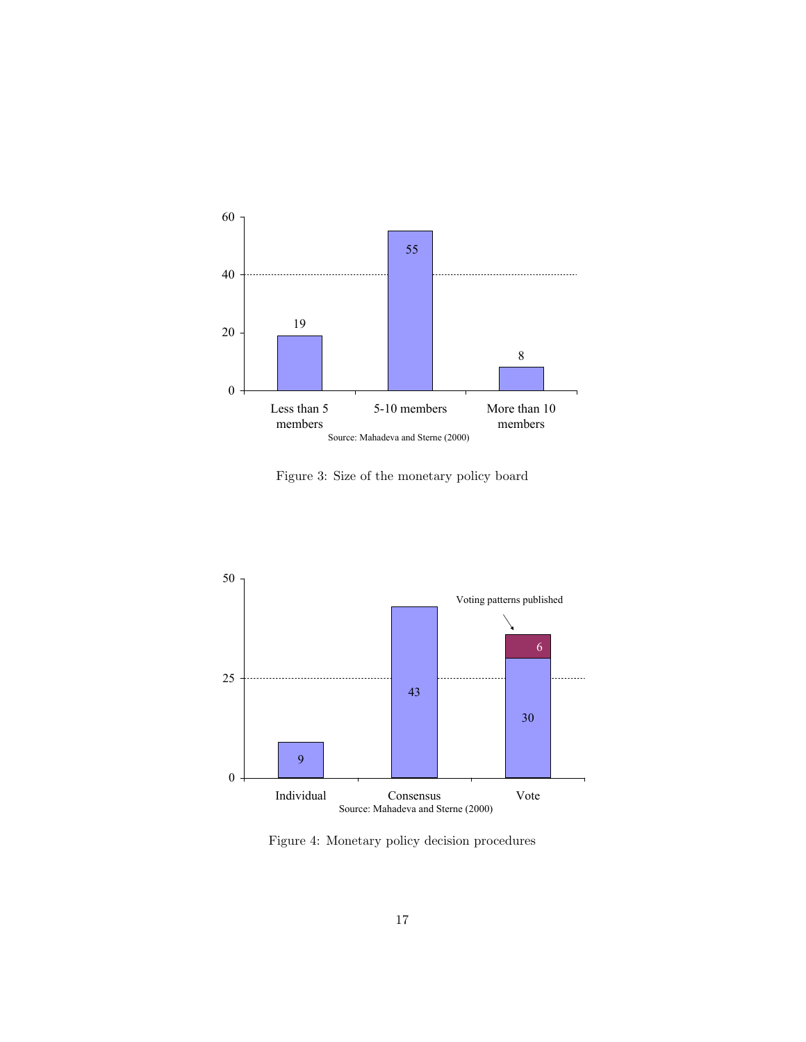Figure 3: Size of the monetary policy board

Figure 4: Monetary policy decision procedures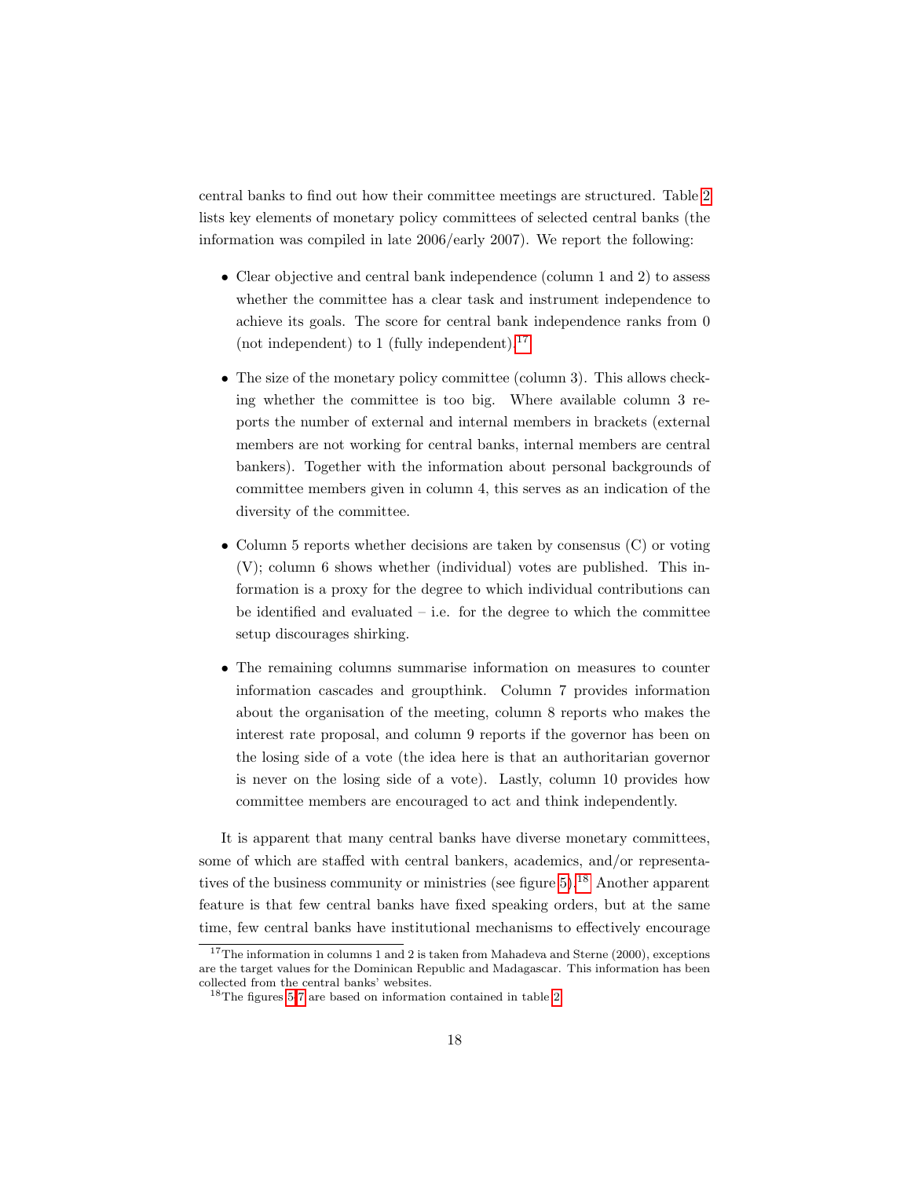central banks to find out how their committee meetings are structured. Table 2 lists key elements of monetary policy committees of selected central banks (the information was compiled in late 2006/early 2007). We report the following:

- Clear objective and central bank independence (column 1 and 2) to assess whether the committee has a clear task and instrument independence to achieve its goals. The score for central bank independence ranks from 0 (not independent) to 1 (fully independent).[17]

- The size of the monetary policy committee (column 3). This allows checking whether the committee is too big. Where available column 3 reports the number of external and internal members in brackets (external members are not working for central banks, internal members are central bankers). Together with the information about personal backgrounds of committee members given in column 4, this serves as an indication of the diversity of the committee.

- Column 5 reports whether decisions are taken by consensus (C) or voting (V); column 6 shows whether (individual) votes are published. This information is a proxy for the degree to which individual contributions can be identified and evaluated – i.e. for the degree to which the committee setup discourages shirking.

- The remaining columns summarise information on measures to counter information cascades and groupthink. Column 7 provides information about the organisation of the meeting, column 8 reports who makes the interest rate proposal, and column 9 reports if the governor has been on the losing side of a vote (the idea here is that an authoritarian governor is never on the losing side of a vote). Lastly, column 10 provides how committee members are encouraged to act and think independently.

It is apparent that many central banks have diverse monetary committees, some of which are staffed with central bankers, academics, and/or representatives of the business community or ministries (see figure 5).[18] Another apparent feature is that few central banks have fixed speaking orders, but at the same time, few central banks have institutional mechanisms to effectively encourage

[17] The information in columns 1 and 2 is taken from Mahadeva and Sterne (2000), exceptions are the target values for the Dominican Republic and Madagascar. This information has been collected from the central banks' websites.

[18] The figures 5-7 are based on information contained in table 2.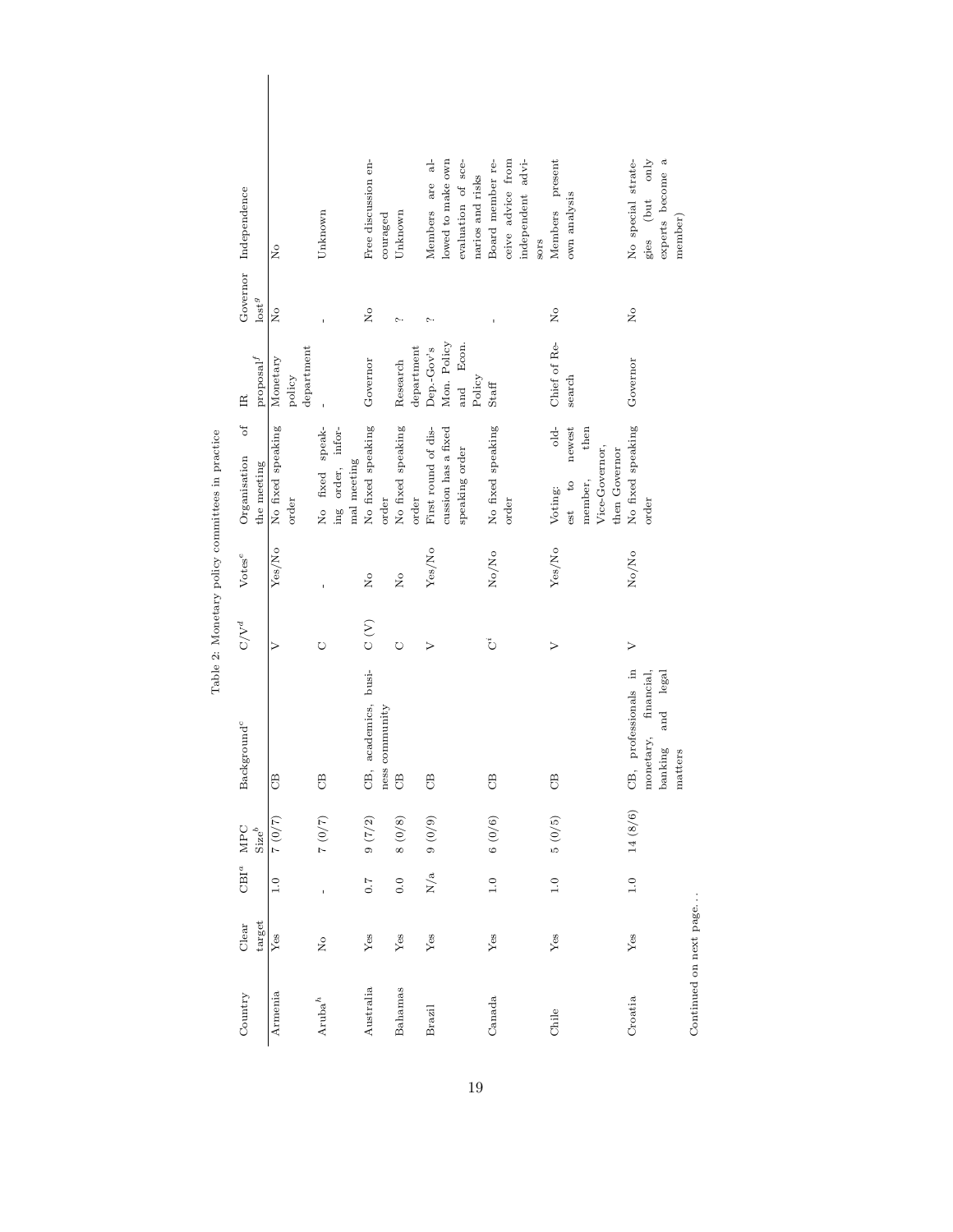Table 2: Monetary policy committees in practice

| Country | Clear target | CBI[a] | MPC Size[b] | Background[c] | C/V[d] | Votes[e] | Organisation of the meeting | IR proposal[f] | Governor lost[g] | Independence |
|---|---|---|---|---|---|---|---|---|---|---|
| Armenia | Yes | 1.0 | 7 (0/7) | CB | V | Yes/No | No fixed speaking order | Monetary policy department | No | No |
| Aruba[h] | No | - | 7 (0/7) | CB | C | - | No fixed speaking order, informal meeting | - | - | Unknown |
| Australia | Yes | 0.7 | 9 (7/2) | CB, academics, business community | C (V) | No | No fixed speaking order | Governor | No | Free discussion encouraged |
| Bahamas | Yes | 0.0 | 8 (0/8) | CB | C | No | No fixed speaking order | Research department | ? | Unknown |
| Brazil | Yes | N/a | 9 (0/9) | CB | V | Yes/No | First round of discussion has a fixed speaking order | Dep.-Gov's Mon. Policy and Econ. Policy | ? | Members are allowed to make own evaluation of scenarios and risks |
| Canada | Yes | 1.0 | 6 (0/6) | CB | C[i] | No/No | No fixed speaking order | Staff | - | Board member receive advice from independent advisors |
| Chile | Yes | 1.0 | 5 (0/5) | CB | V | Yes/No | Voting: oldest to newest member, then Vice-Governor, then Governor | Chief of Research | No | Members present own analysis |
| Croatia | Yes | 1.0 | 14 (8/6) | CB, professionals in monetary, financial, banking and legal matters | V | No/No | No fixed speaking order | Governor | No | No special strategies (but only experts become a member) |

Continued on next page...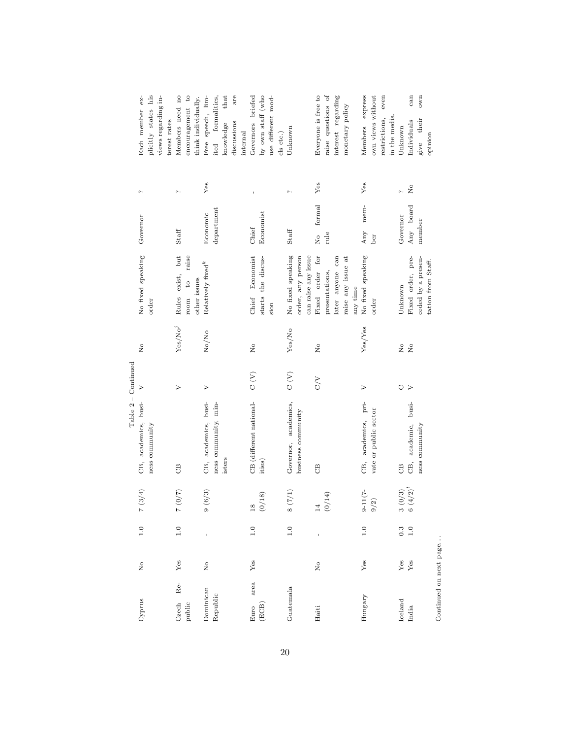Table 2 – Continued

| | | | | | | | | | | |
|---|---|---|---|---|---|---|---|---|---|---|
| Cyprus | No | 1.0 | 7 (3/4) | CB, academics, business community | V | No | No fixed speaking order | Governor | ? | Each member explicitly states his views regarding interest rates |
| Czech Republic | Yes | 1.0 | 7 (0/7) | CB | V | Yes/No[j] | Rules exist, but room to raise other issues | Staff | ? | Members need no encouragement to think individually. |
| Dominican Republic | No | - | 9 (6/3) | CB, academics, business community, ministers | V | No/No | Relatively fixed[k] | Economic department | Yes | Free speech, limited formalities, knowledge that discussions are internal |
| Euro area (ECB) | Yes | 1.0 | 18 (0/18) | CB (different nationalities) | C (V) | No | Chief Economist starts the discussion | Chief Economist | - | Governors briefed by own staff (who use different models etc.) |
| Guatemala | | 1.0 | 8 (7/1) | Governor, academics, business community | C (V) | Yes/No | No fixed speaking order, any person can raise any issue | Staff | ? | Unknown |
| Haiti | No | - | 14 (0/14) | CB | C/V | No | Fixed order for presentations, later anyone can raise any issue at any time | No formal rule | Yes | Everyone is free to raise questions of interest regarding monetary policy |
| Hungary | Yes | 1.0 | 9-11(7-9/2) | CB, academics, private or public sector | V | Yes/Yes | No fixed speaking order | Any member | Yes | Members express own views without restrictions, even in the media. |
| Iceland | Yes | 0.3 | 3 (0/3) | CB | C | No | Unknown | Governor | ? | Unknown |
| India | Yes | 1.0 | 6 (4/2)[l] | CB, academic, business community | V | No | Fixed order, preceded by a presentation from Staff. | Any board member | No | Individuals can give their own opinion |

Continued on next page. . .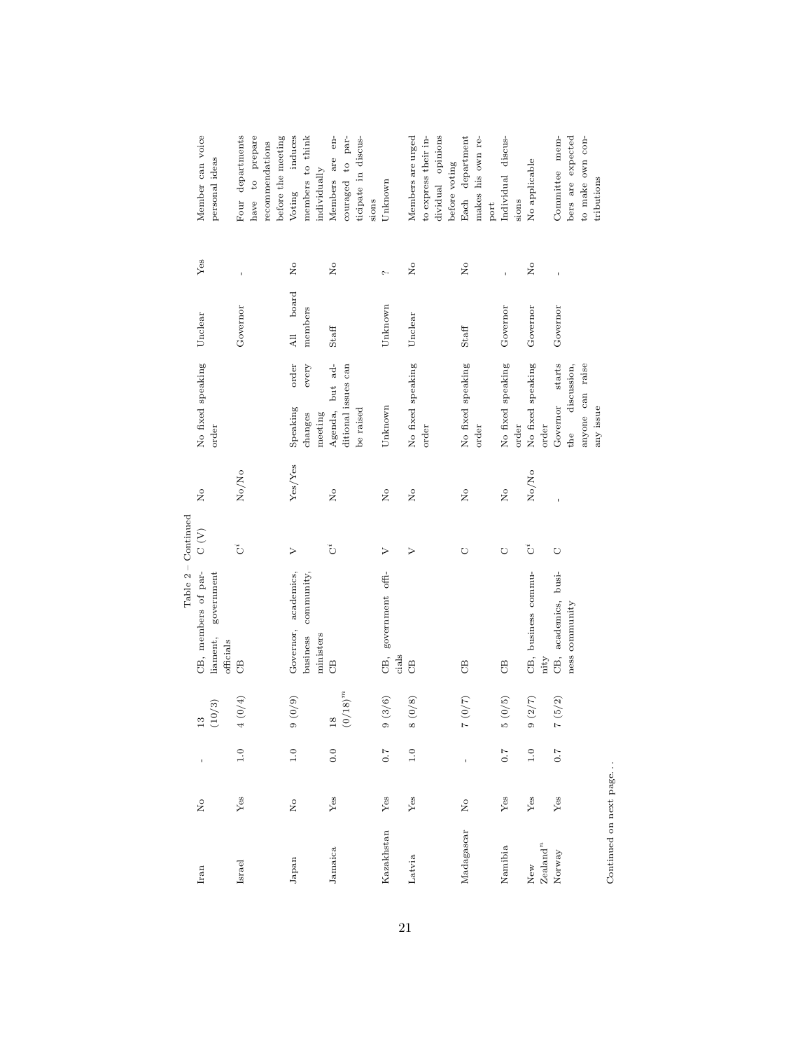Table 2 – Continued

| | | | | | | | | | | |
|---|---|---|---|---|---|---|---|---|---|---|
| Iran | No | - | 13 (10/3) | CB, members of parliament, government officials | C (V) | No | No fixed speaking order | Unclear | Yes | Member can voice personal ideas |
| Israel | Yes | 1.0 | 4 (0/4) | CB | C[i] | No/No | | Governor | - | Four departments have to prepare recommendations before the meeting |
| Japan | No | 1.0 | 9 (0/9) | Governor, academics, business community, ministers | V | Yes/Yes | Speaking order changes every meeting | All board members | No | Voting induces members to think individually |
| Jamaica | Yes | 0.0 | 18 (0/18)[m] | CB | C[i] | No | Agenda, but additional issues can be raised | Staff | No | Members are encouraged to participate in discussions |
| Kazakhstan | Yes | 0.7 | 9 (3/6) | CB, government officials | V | No | Unknown | Unknown | ? | Unknown |
| Latvia | Yes | 1.0 | 8 (0/8) | CB | V | No | No fixed speaking order | Unclear | No | Members are urged to express their individual opinions before voting |
| Madagascar | No | - | 7 (0/7) | CB | C | No | No fixed speaking order | Staff | No | Each department makes his own report |
| Namibia | Yes | 0.7 | 5 (0/5) | CB | C | No | No fixed speaking order | Governor | - | Individual discussions |
| New Zealand[n] | Yes | 1.0 | 9 (2/7) | CB, business community | C[i] | No/No | No fixed speaking order | Governor | No | No applicable |
| Norway | Yes | 0.7 | 7 (5/2) | CB, academics, business community | C | - | Governor starts the discussion, anyone can raise any issue | Governor | - | Committee members are expected to make own contributions |

Continued on next page. . .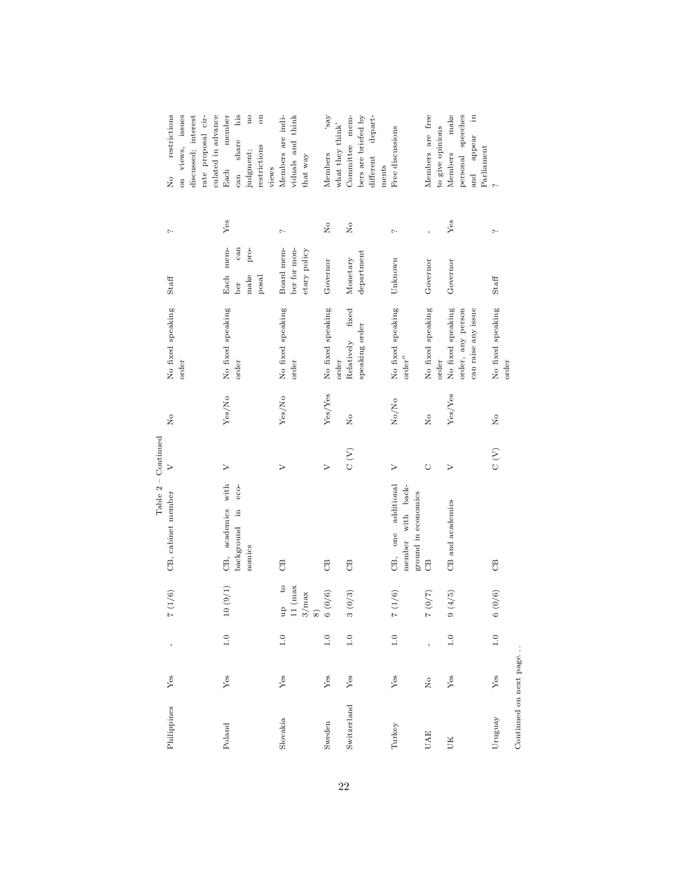Table 2 – Continued

| | | | | | | | | | | |
|---|---|---|---|---|---|---|---|---|---|---|
| Philippines | Yes | - | 7 (1/6) | CB, cabinet member | V | No | No fixed speaking order | Staff | ? | No restrictions on views, issues discussed; interest rate proposal circulated in advance |
| Poland | Yes | 1.0 | 10 (9/1) | CB, academics with background in economics | V | Yes/No | No fixed speaking order | Each member can make proposal | Yes | Each member can share his judgment; no restrictions on views |
| Slovakia | Yes | 1.0 | up to 11 (max 3/max 8) | CB | V | Yes/No | No fixed speaking order | Board member for monetary policy | ? | Members are individuals and think that way |
| Sweden | Yes | 1.0 | 6 (0/6) | CB | V | Yes/Yes | No fixed speaking order | Governor | No | Members 'say what they think' |
| Switzerland | Yes | 1.0 | 3 (0/3) | CB | C (V) | No | Relatively fixed speaking order | Monetary department | No | Committee members are briefed by different departments |
| Turkey | Yes | 1.0 | 7 (1/6) | CB, one additional member with background in economics | V | No/No | No fixed speaking order[o] | Unknown | ? | Free discussions |
| UAE | No | - | 7 (0/7) | CB | C | No | No fixed speaking order | Governor | - | Members are free to give opinions |
| UK | Yes | 1.0 | 9 (4/5) | CB and academics | V | Yes/Yes | No fixed speaking order, any person can raise any issue | Governor | Yes | Members make personal speeches and appear in Parliament |
| Uruguay | Yes | 1.0 | 6 (0/6) | CB | C (V) | No | No fixed speaking order | Staff | ? | ? |

Continued on next page. . .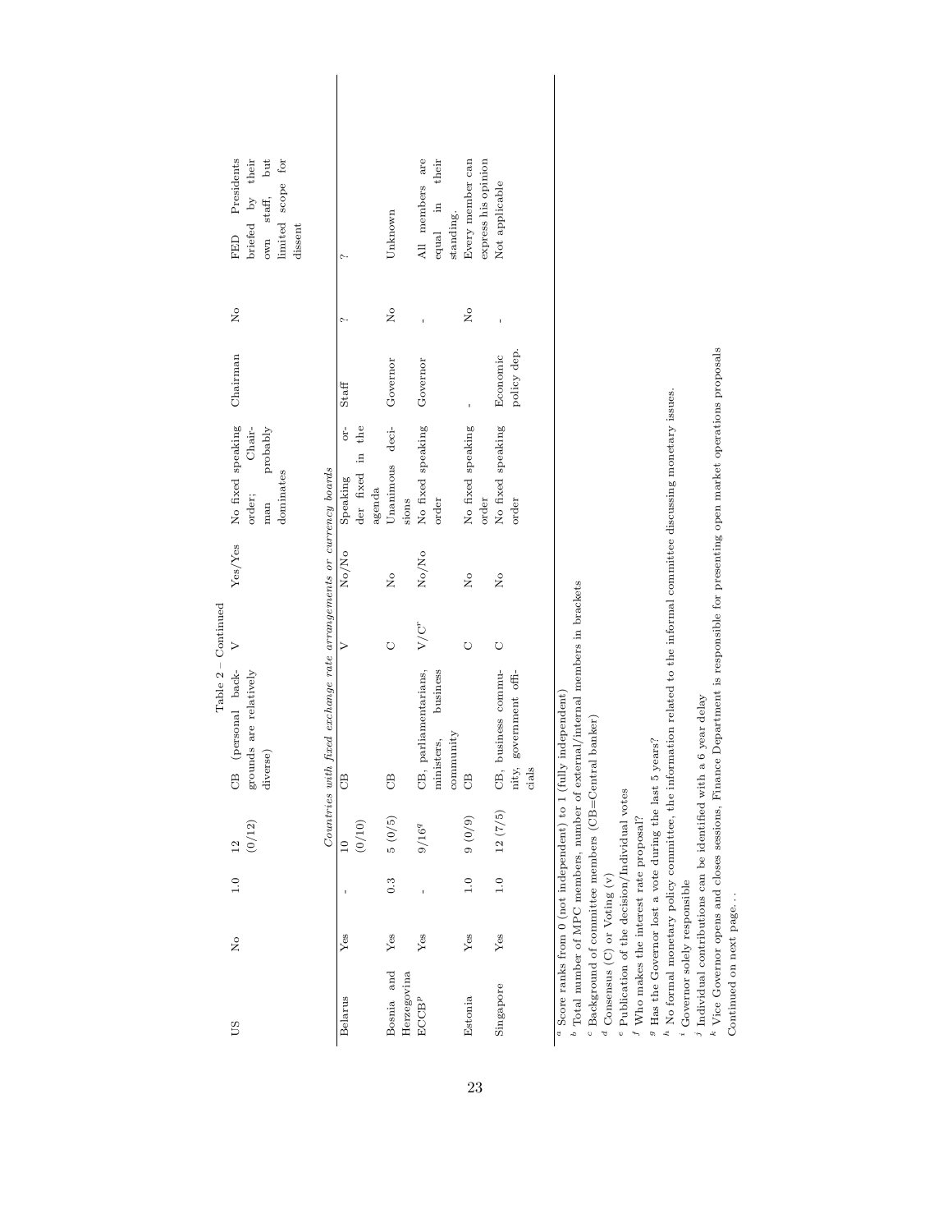Table 2 – Continued

| | | | | | | | | | | |
|---|---|---|---|---|---|---|---|---|---|---|
| US | No | 1.0 | 12 (0/12) | CB (personal backgrounds are relatively diverse) | V | Yes/Yes | No fixed speaking order; Chairman probably dominates | Chairman | No | FED Presidents briefed by their own staff, but limited scope for dissent |
| *Countries with fixed exchange rate arrangements or currency boards* | | | | | | | | | | |
| Belarus | Yes | - | 10 (0/10) | CB | V | No/No | Speaking order fixed in the agenda | Staff | ? | ? |
| Bosnia and Herzegovina | Yes | 0.3 | 5 (0/5) | CB | C | No | Unanimous decisions | Governor | No | Unknown |
| ECCB[p] | Yes | - | 9/16[q] | CB, parliamentarians, ministers, business community | V/C[r] | No/No | No fixed speaking order | Governor | - | All members are equal in their standing. |
| Estonia | Yes | 1.0 | 9 (0/9) | CB | C | No | No fixed speaking order | - | No | Every member can express his opinion |
| Singapore | Yes | 1.0 | 12 (7/5) | CB, business community, government officials | C | No | No fixed speaking order | Economic policy dep. | - | Not applicable |

[a] Score ranks from 0 (not independent) to 1 (fully independent)
[b] Total number of MPC members, number of external/internal members in brackets
[c] Background of committee members (CB=Central banker)
[d] Consensus (C) or Voting (v)
[e] Publication of the decision/Individual votes
[f] Who makes the interest rate proposal?
[g] Has the Governor lost a vote during the last 5 years?
[h] No formal monetary policy committee, the information related to the informal committee discussing monetary issues.
[i] Governor solely responsible
[j] Individual contributions can be identified with a 6 year delay
[k] Vice Governor opens and closes sessions, Finance Department is responsible for presenting open market operations proposals
Continued on next page. . .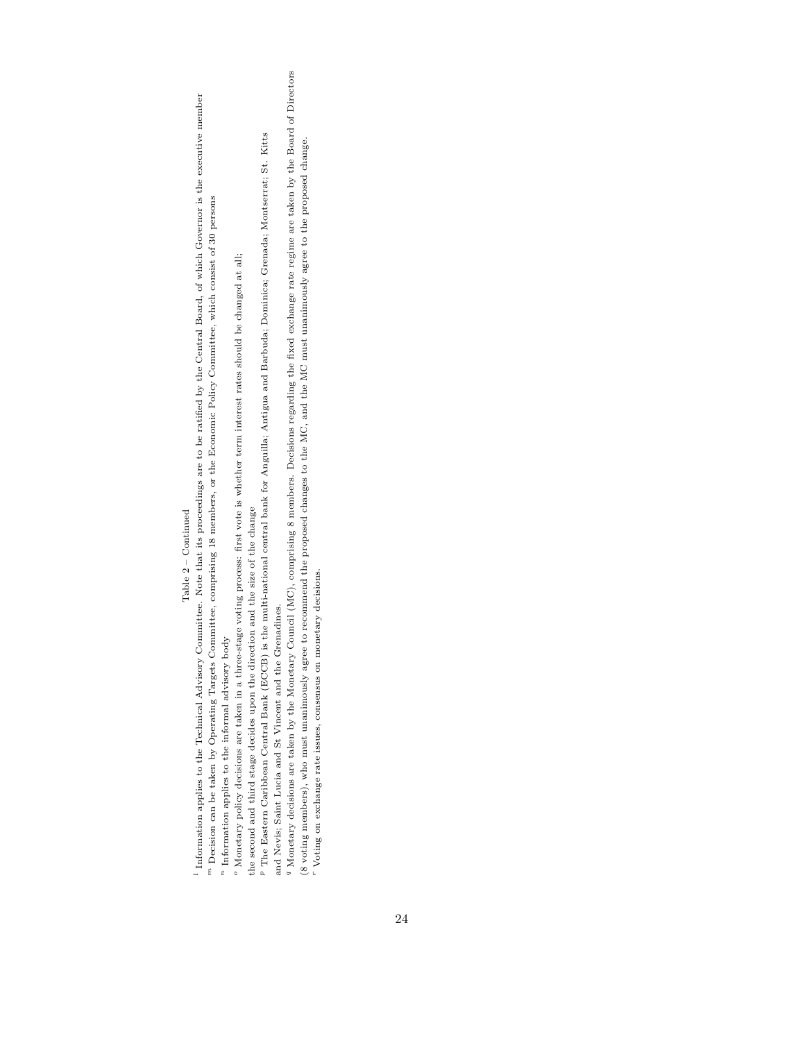Table 2 – Continued

[l] Information applies to the Technical Advisory Committee. Note that its proceedings are to be ratified by the Central Board, of which Governor is the executive member

[m] Decision can be taken by Operating Targets Committee, comprising 18 members, or the Economic Policy Committee, which consist of 30 persons

[n] Information applies to the informal advisory body

[o] Monetary policy decisions are taken in a three-stage voting process: first vote is whether term interest rates should be changed at all; the second and third stage decides upon the direction and the size of the change

[p] The Eastern Caribbean Central Bank (ECCB) is the multi-national central bank for Anguilla; Antigua and Barbuda; Dominica; Grenada; Montserrat; St. Kitts and Nevis; Saint Lucia and St Vincent and the Grenadines.

[q] Monetary decisions are taken by the Monetary Council (MC), comprising 8 members. Decisions regarding the fixed exchange rate regime are taken by the Board of Directors (8 voting members), who must unanimously agree to recommend the proposed changes to the MC, and the MC must unanimously agree to the proposed change.

[r] Voting on exchange rate issues, consensus on monetary decisions.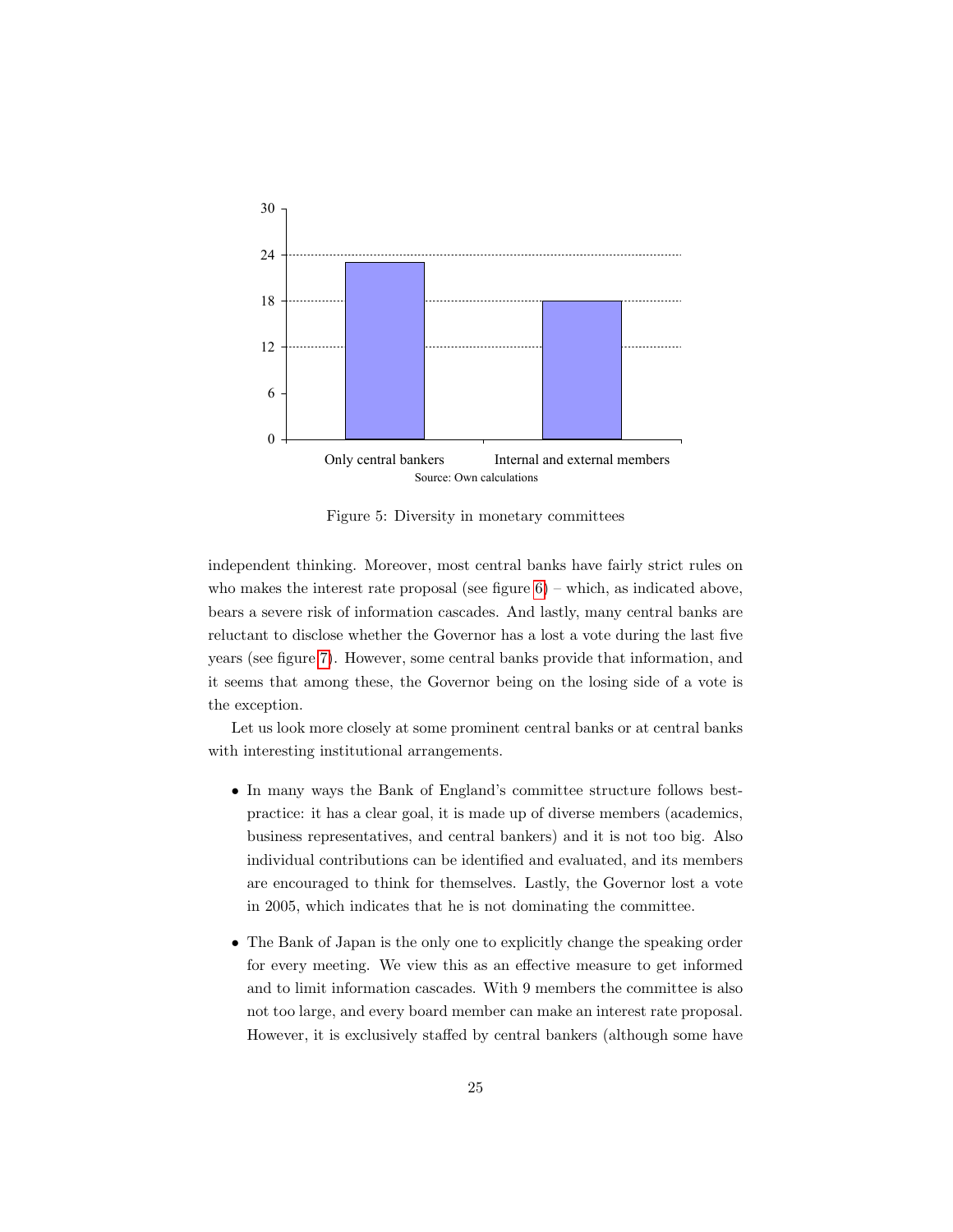Figure 5: Diversity in monetary committees

independent thinking. Moreover, most central banks have fairly strict rules on who makes the interest rate proposal (see figure 6) – which, as indicated above, bears a severe risk of information cascades. And lastly, many central banks are reluctant to disclose whether the Governor has a lost a vote during the last five years (see figure 7). However, some central banks provide that information, and it seems that among these, the Governor being on the losing side of a vote is the exception.

Let us look more closely at some prominent central banks or at central banks with interesting institutional arrangements.

- In many ways the Bank of England's committee structure follows best-practice: it has a clear goal, it is made up of diverse members (academics, business representatives, and central bankers) and it is not too big. Also individual contributions can be identified and evaluated, and its members are encouraged to think for themselves. Lastly, the Governor lost a vote in 2005, which indicates that he is not dominating the committee.
- The Bank of Japan is the only one to explicitly change the speaking order for every meeting. We view this as an effective measure to get informed and to limit information cascades. With 9 members the committee is also not too large, and every board member can make an interest rate proposal. However, it is exclusively staffed by central bankers (although some have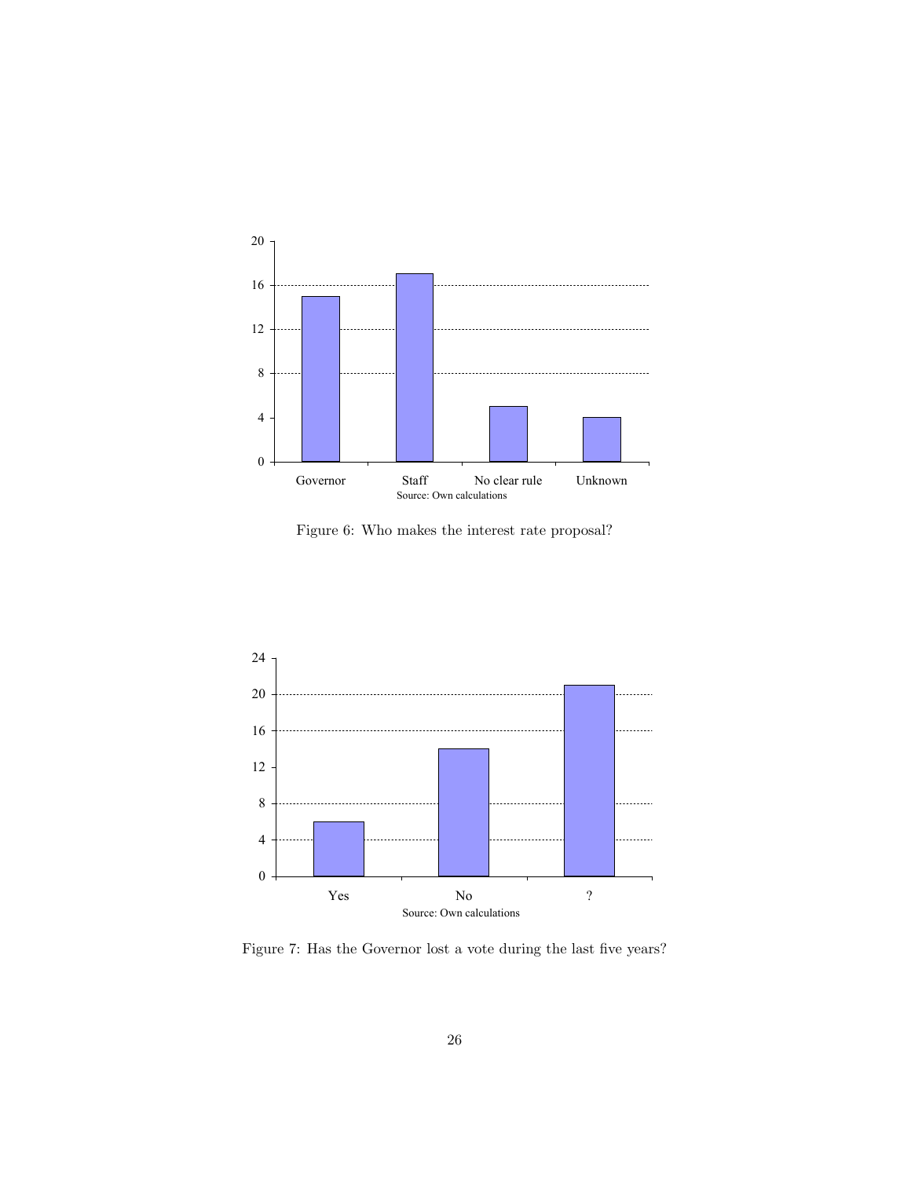Figure 6: Who makes the interest rate proposal?

Figure 7: Has the Governor lost a vote during the last five years?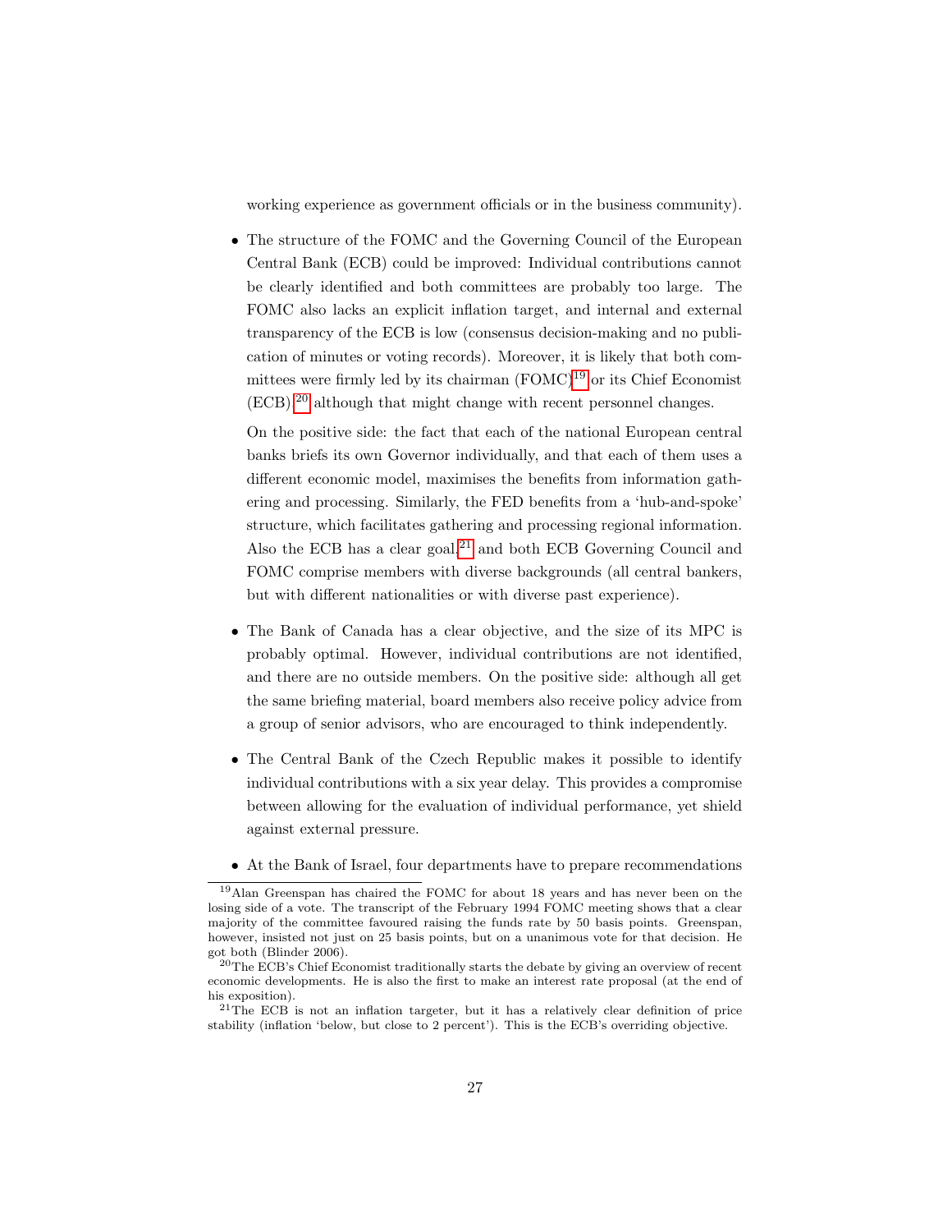working experience as government officials or in the business community).

- The structure of the FOMC and the Governing Council of the European Central Bank (ECB) could be improved: Individual contributions cannot be clearly identified and both committees are probably too large. The FOMC also lacks an explicit inflation target, and internal and external transparency of the ECB is low (consensus decision-making and no publication of minutes or voting records). Moreover, it is likely that both committees were firmly led by its chairman (FOMC)[19] or its Chief Economist (ECB),[20] although that might change with recent personnel changes.

  On the positive side: the fact that each of the national European central banks briefs its own Governor individually, and that each of them uses a different economic model, maximises the benefits from information gathering and processing. Similarly, the FED benefits from a 'hub-and-spoke' structure, which facilitates gathering and processing regional information. Also the ECB has a clear goal,[21] and both ECB Governing Council and FOMC comprise members with diverse backgrounds (all central bankers, but with different nationalities or with diverse past experience).

- The Bank of Canada has a clear objective, and the size of its MPC is probably optimal. However, individual contributions are not identified, and there are no outside members. On the positive side: although all get the same briefing material, board members also receive policy advice from a group of senior advisors, who are encouraged to think independently.

- The Central Bank of the Czech Republic makes it possible to identify individual contributions with a six year delay. This provides a compromise between allowing for the evaluation of individual performance, yet shield against external pressure.

- At the Bank of Israel, four departments have to prepare recommendations

---

[19] Alan Greenspan has chaired the FOMC for about 18 years and has never been on the losing side of a vote. The transcript of the February 1994 FOMC meeting shows that a clear majority of the committee favoured raising the funds rate by 50 basis points. Greenspan, however, insisted not just on 25 basis points, but on a unanimous vote for that decision. He got both (Blinder 2006).

[20] The ECB's Chief Economist traditionally starts the debate by giving an overview of recent economic developments. He is also the first to make an interest rate proposal (at the end of his exposition).

[21] The ECB is not an inflation targeter, but it has a relatively clear definition of price stability (inflation 'below, but close to 2 percent'). This is the ECB's overriding objective.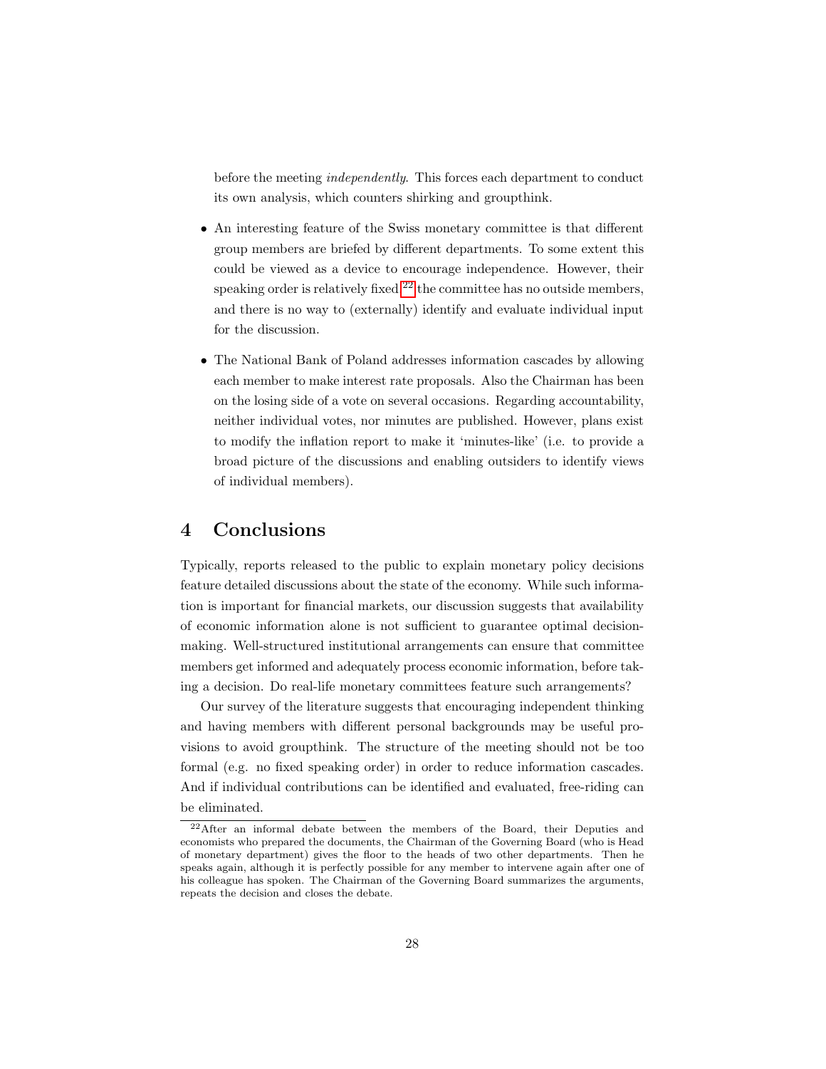before the meeting *independently*. This forces each department to conduct its own analysis, which counters shirking and groupthink.

- An interesting feature of the Swiss monetary committee is that different group members are briefed by different departments. To some extent this could be viewed as a device to encourage independence. However, their speaking order is relatively fixed,[22] the committee has no outside members, and there is no way to (externally) identify and evaluate individual input for the discussion.

- The National Bank of Poland addresses information cascades by allowing each member to make interest rate proposals. Also the Chairman has been on the losing side of a vote on several occasions. Regarding accountability, neither individual votes, nor minutes are published. However, plans exist to modify the inflation report to make it 'minutes-like' (i.e. to provide a broad picture of the discussions and enabling outsiders to identify views of individual members).

## 4 Conclusions

Typically, reports released to the public to explain monetary policy decisions feature detailed discussions about the state of the economy. While such information is important for financial markets, our discussion suggests that availability of economic information alone is not sufficient to guarantee optimal decision-making. Well-structured institutional arrangements can ensure that committee members get informed and adequately process economic information, before taking a decision. Do real-life monetary committees feature such arrangements?

Our survey of the literature suggests that encouraging independent thinking and having members with different personal backgrounds may be useful provisions to avoid groupthink. The structure of the meeting should not be too formal (e.g. no fixed speaking order) in order to reduce information cascades. And if individual contributions can be identified and evaluated, free-riding can be eliminated.

[22] After an informal debate between the members of the Board, their Deputies and economists who prepared the documents, the Chairman of the Governing Board (who is Head of monetary department) gives the floor to the heads of two other departments. Then he speaks again, although it is perfectly possible for any member to intervene again after one of his colleague has spoken. The Chairman of the Governing Board summarizes the arguments, repeats the decision and closes the debate.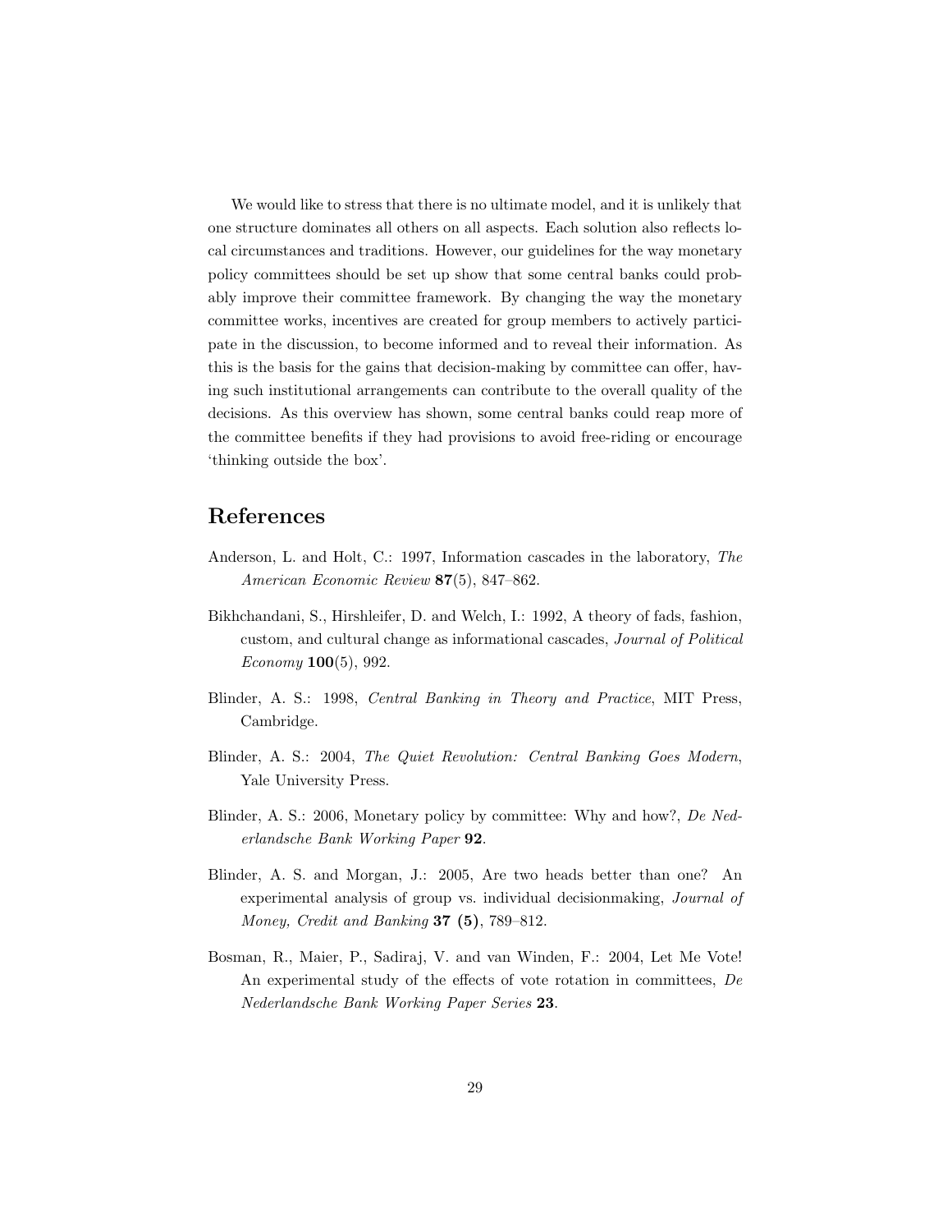We would like to stress that there is no ultimate model, and it is unlikely that one structure dominates all others on all aspects. Each solution also reflects local circumstances and traditions. However, our guidelines for the way monetary policy committees should be set up show that some central banks could probably improve their committee framework. By changing the way the monetary committee works, incentives are created for group members to actively participate in the discussion, to become informed and to reveal their information. As this is the basis for the gains that decision-making by committee can offer, having such institutional arrangements can contribute to the overall quality of the decisions. As this overview has shown, some central banks could reap more of the committee benefits if they had provisions to avoid free-riding or encourage 'thinking outside the box'.

## References

Anderson, L. and Holt, C.: 1997, Information cascades in the laboratory, *The American Economic Review* **87**(5), 847–862.

Bikhchandani, S., Hirshleifer, D. and Welch, I.: 1992, A theory of fads, fashion, custom, and cultural change as informational cascades, *Journal of Political Economy* **100**(5), 992.

Blinder, A. S.: 1998, *Central Banking in Theory and Practice*, MIT Press, Cambridge.

Blinder, A. S.: 2004, *The Quiet Revolution: Central Banking Goes Modern*, Yale University Press.

Blinder, A. S.: 2006, Monetary policy by committee: Why and how?, *De Nederlandsche Bank Working Paper* **92**.

Blinder, A. S. and Morgan, J.: 2005, Are two heads better than one? An experimental analysis of group vs. individual decisionmaking, *Journal of Money, Credit and Banking* **37 (5)**, 789–812.

Bosman, R., Maier, P., Sadiraj, V. and van Winden, F.: 2004, Let Me Vote! An experimental study of the effects of vote rotation in committees, *De Nederlandsche Bank Working Paper Series* **23**.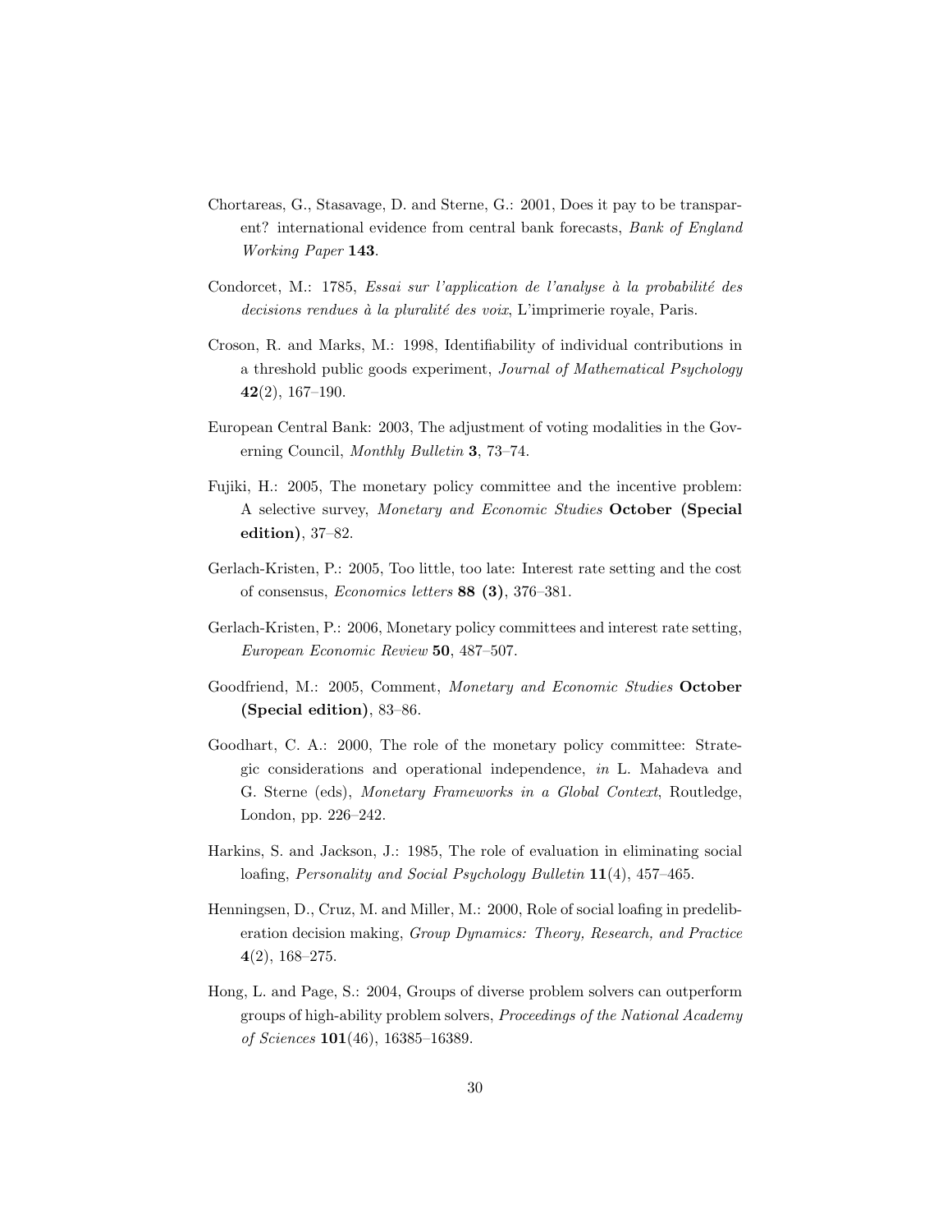Chortareas, G., Stasavage, D. and Sterne, G.: 2001, Does it pay to be transparent? international evidence from central bank forecasts, *Bank of England Working Paper* **143**.

Condorcet, M.: 1785, *Essai sur l'application de l'analyse à la probabilité des decisions rendues à la pluralité des voix*, L'imprimerie royale, Paris.

Croson, R. and Marks, M.: 1998, Identifiability of individual contributions in a threshold public goods experiment, *Journal of Mathematical Psychology* **42**(2), 167–190.

European Central Bank: 2003, The adjustment of voting modalities in the Governing Council, *Monthly Bulletin* **3**, 73–74.

Fujiki, H.: 2005, The monetary policy committee and the incentive problem: A selective survey, *Monetary and Economic Studies* **October (Special edition)**, 37–82.

Gerlach-Kristen, P.: 2005, Too little, too late: Interest rate setting and the cost of consensus, *Economics letters* **88 (3)**, 376–381.

Gerlach-Kristen, P.: 2006, Monetary policy committees and interest rate setting, *European Economic Review* **50**, 487–507.

Goodfriend, M.: 2005, Comment, *Monetary and Economic Studies* **October (Special edition)**, 83–86.

Goodhart, C. A.: 2000, The role of the monetary policy committee: Strategic considerations and operational independence, *in* L. Mahadeva and G. Sterne (eds), *Monetary Frameworks in a Global Context*, Routledge, London, pp. 226–242.

Harkins, S. and Jackson, J.: 1985, The role of evaluation in eliminating social loafing, *Personality and Social Psychology Bulletin* **11**(4), 457–465.

Henningsen, D., Cruz, M. and Miller, M.: 2000, Role of social loafing in predeliberation decision making, *Group Dynamics: Theory, Research, and Practice* **4**(2), 168–275.

Hong, L. and Page, S.: 2004, Groups of diverse problem solvers can outperform groups of high-ability problem solvers, *Proceedings of the National Academy of Sciences* **101**(46), 16385–16389.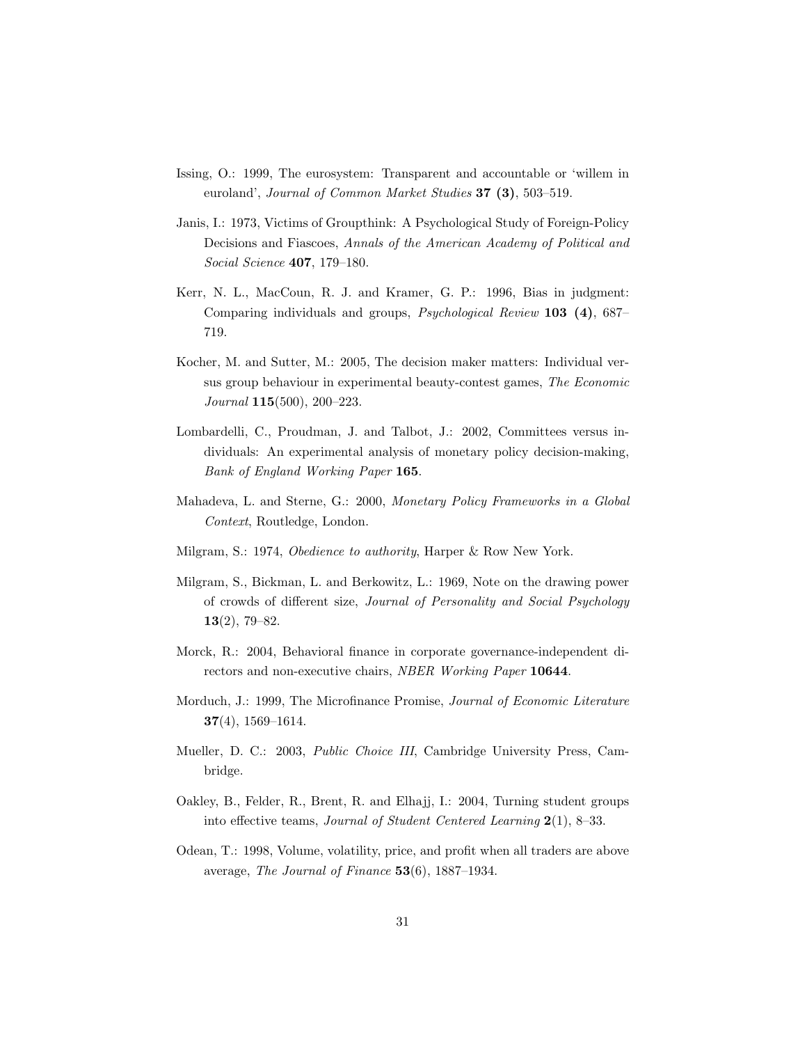Issing, O.: 1999, The eurosystem: Transparent and accountable or 'willem in euroland', *Journal of Common Market Studies* **37 (3)**, 503–519.

Janis, I.: 1973, Victims of Groupthink: A Psychological Study of Foreign-Policy Decisions and Fiascoes, *Annals of the American Academy of Political and Social Science* **407**, 179–180.

Kerr, N. L., MacCoun, R. J. and Kramer, G. P.: 1996, Bias in judgment: Comparing individuals and groups, *Psychological Review* **103 (4)**, 687–719.

Kocher, M. and Sutter, M.: 2005, The decision maker matters: Individual versus group behaviour in experimental beauty-contest games, *The Economic Journal* **115**(500), 200–223.

Lombardelli, C., Proudman, J. and Talbot, J.: 2002, Committees versus individuals: An experimental analysis of monetary policy decision-making, *Bank of England Working Paper* **165**.

Mahadeva, L. and Sterne, G.: 2000, *Monetary Policy Frameworks in a Global Context*, Routledge, London.

Milgram, S.: 1974, *Obedience to authority*, Harper & Row New York.

Milgram, S., Bickman, L. and Berkowitz, L.: 1969, Note on the drawing power of crowds of different size, *Journal of Personality and Social Psychology* **13**(2), 79–82.

Morck, R.: 2004, Behavioral finance in corporate governance-independent directors and non-executive chairs, *NBER Working Paper* **10644**.

Morduch, J.: 1999, The Microfinance Promise, *Journal of Economic Literature* **37**(4), 1569–1614.

Mueller, D. C.: 2003, *Public Choice III*, Cambridge University Press, Cambridge.

Oakley, B., Felder, R., Brent, R. and Elhajj, I.: 2004, Turning student groups into effective teams, *Journal of Student Centered Learning* **2**(1), 8–33.

Odean, T.: 1998, Volume, volatility, price, and profit when all traders are above average, *The Journal of Finance* **53**(6), 1887–1934.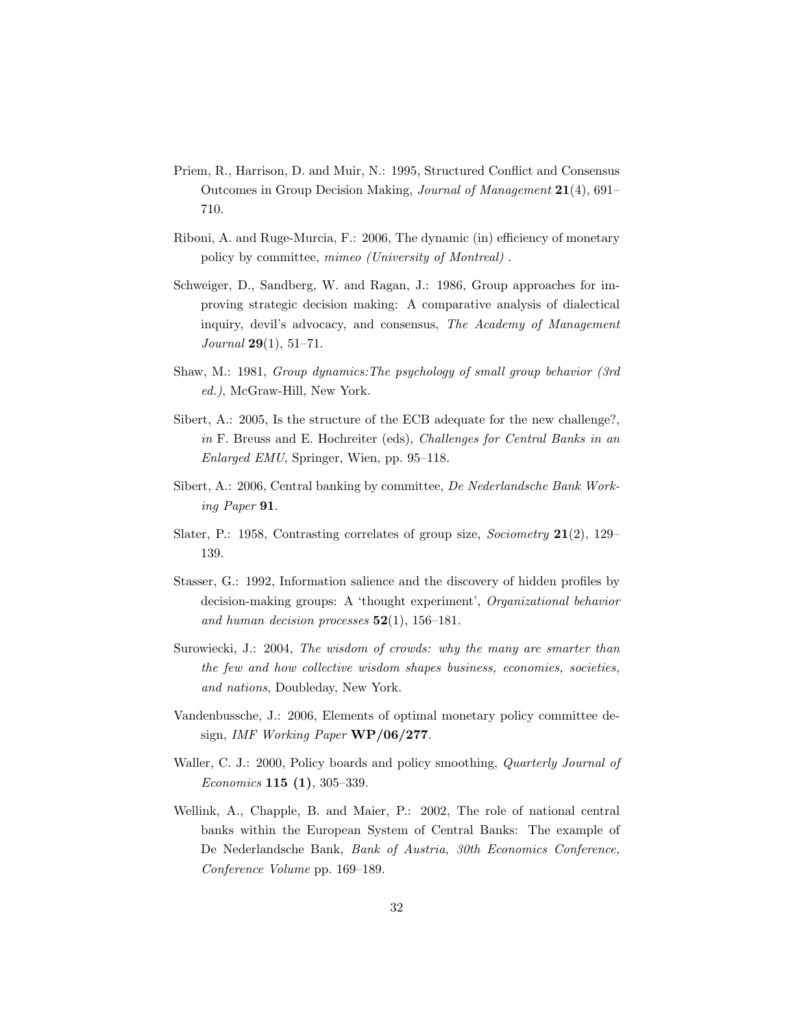Priem, R., Harrison, D. and Muir, N.: 1995, Structured Conflict and Consensus Outcomes in Group Decision Making, *Journal of Management* **21**(4), 691–710.

Riboni, A. and Ruge-Murcia, F.: 2006, The dynamic (in) efficiency of monetary policy by committee, *mimeo (University of Montreal)* .

Schweiger, D., Sandberg, W. and Ragan, J.: 1986, Group approaches for improving strategic decision making: A comparative analysis of dialectical inquiry, devil's advocacy, and consensus, *The Academy of Management Journal* **29**(1), 51–71.

Shaw, M.: 1981, *Group dynamics:The psychology of small group behavior (3rd ed.)*, McGraw-Hill, New York.

Sibert, A.: 2005, Is the structure of the ECB adequate for the new challenge?, *in* F. Breuss and E. Hochreiter (eds), *Challenges for Central Banks in an Enlarged EMU*, Springer, Wien, pp. 95–118.

Sibert, A.: 2006, Central banking by committee, *De Nederlandsche Bank Working Paper* **91**.

Slater, P.: 1958, Contrasting correlates of group size, *Sociometry* **21**(2), 129–139.

Stasser, G.: 1992, Information salience and the discovery of hidden profiles by decision-making groups: A 'thought experiment', *Organizational behavior and human decision processes* **52**(1), 156–181.

Surowiecki, J.: 2004, *The wisdom of crowds: why the many are smarter than the few and how collective wisdom shapes business, economies, societies, and nations*, Doubleday, New York.

Vandenbussche, J.: 2006, Elements of optimal monetary policy committee design, *IMF Working Paper* **WP/06/277**.

Waller, C. J.: 2000, Policy boards and policy smoothing, *Quarterly Journal of Economics* **115 (1)**, 305–339.

Wellink, A., Chapple, B. and Maier, P.: 2002, The role of national central banks within the European System of Central Banks: The example of De Nederlandsche Bank, *Bank of Austria, 30th Economics Conference, Conference Volume* pp. 169–189.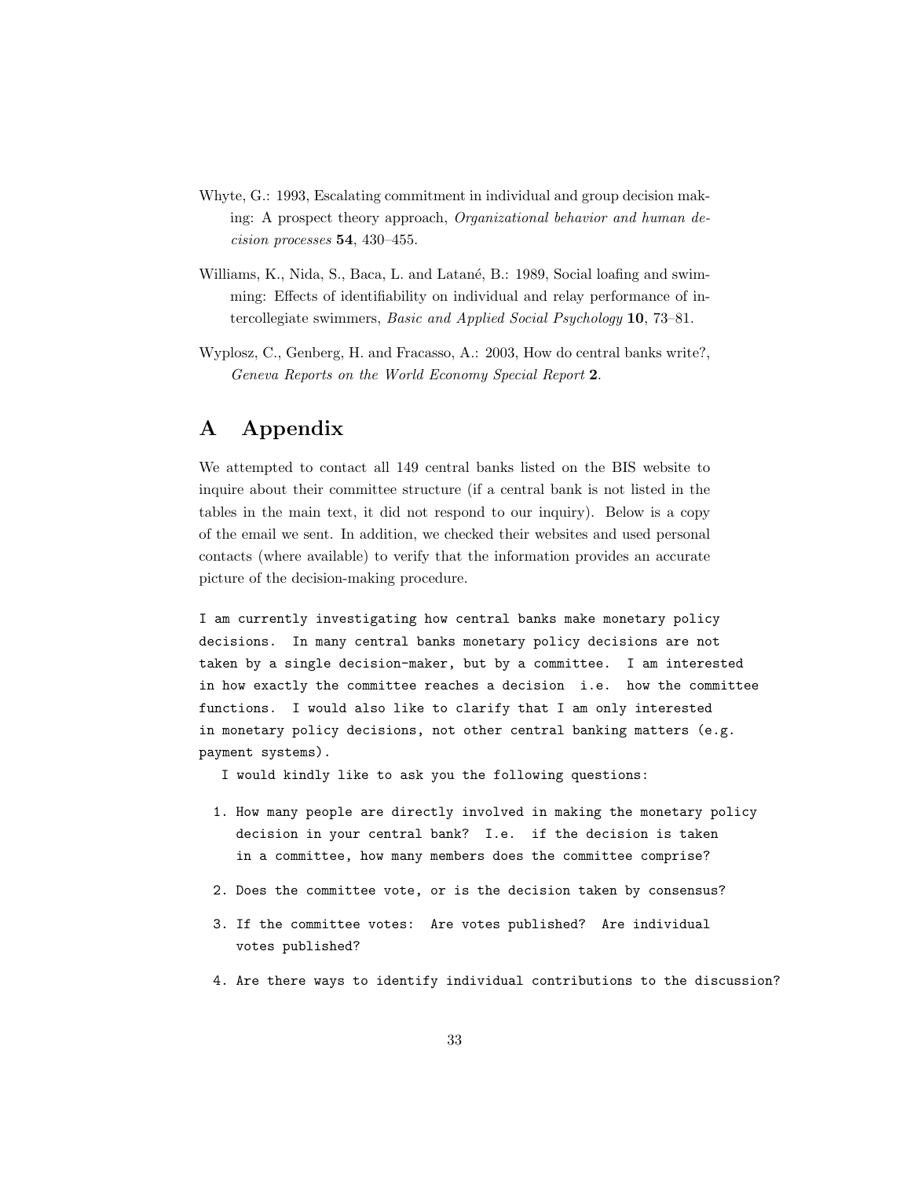Whyte, G.: 1993, Escalating commitment in individual and group decision making: A prospect theory approach, *Organizational behavior and human decision processes* **54**, 430–455.

Williams, K., Nida, S., Baca, L. and Latané, B.: 1989, Social loafing and swimming: Effects of identifiability on individual and relay performance of intercollegiate swimmers, *Basic and Applied Social Psychology* **10**, 73–81.

Wyplosz, C., Genberg, H. and Fracasso, A.: 2003, How do central banks write?, *Geneva Reports on the World Economy Special Report* **2**.

# A Appendix

We attempted to contact all 149 central banks listed on the BIS website to inquire about their committee structure (if a central bank is not listed in the tables in the main text, it did not respond to our inquiry). Below is a copy of the email we sent. In addition, we checked their websites and used personal contacts (where available) to verify that the information provides an accurate picture of the decision-making procedure.

```
I am currently investigating how central banks make monetary policy
decisions.  In many central banks monetary policy decisions are not
taken by a single decision-maker, but by a committee.  I am interested
in how exactly the committee reaches a decision  i.e.  how the committee
functions.  I would also like to clarify that I am only interested
in monetary policy decisions, not other central banking matters (e.g.
payment systems).
  I would kindly like to ask you the following questions:

  1. How many people are directly involved in making the monetary policy
     decision in your central bank? I.e.  if the decision is taken
     in a committee, how many members does the committee comprise?

  2. Does the committee vote, or is the decision taken by consensus?

  3. If the committee votes:  Are votes published?  Are individual
     votes published?

  4. Are there ways to identify individual contributions to the discussion?
```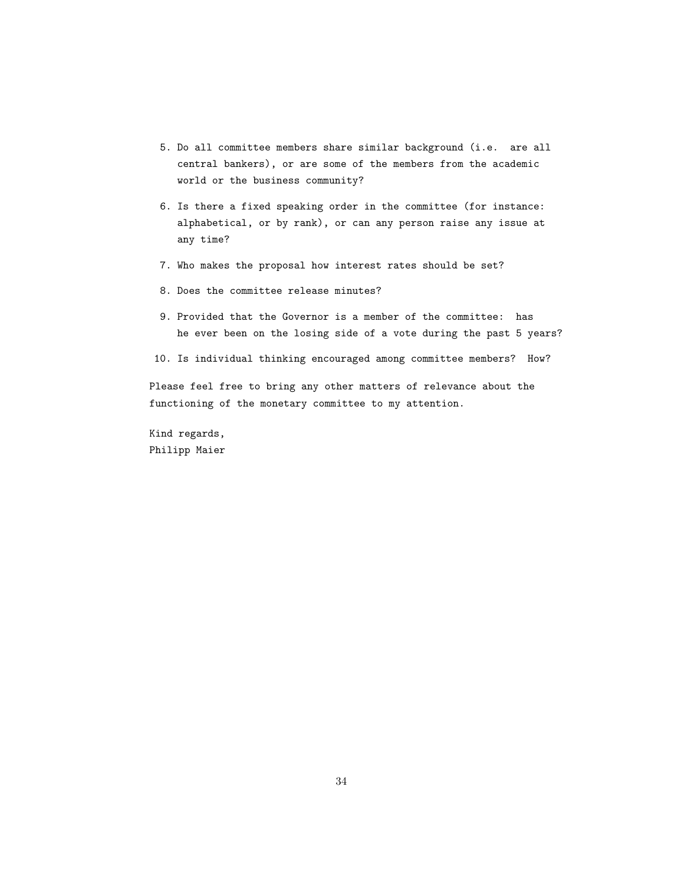5. Do all committee members share similar background (i.e. are all central bankers), or are some of the members from the academic world or the business community?

6. Is there a fixed speaking order in the committee (for instance: alphabetical, or by rank), or can any person raise any issue at any time?

7. Who makes the proposal how interest rates should be set?

8. Does the committee release minutes?

9. Provided that the Governor is a member of the committee: has he ever been on the losing side of a vote during the past 5 years?

10. Is individual thinking encouraged among committee members? How?

Please feel free to bring any other matters of relevance about the functioning of the monetary committee to my attention.

Kind regards,
Philipp Maier